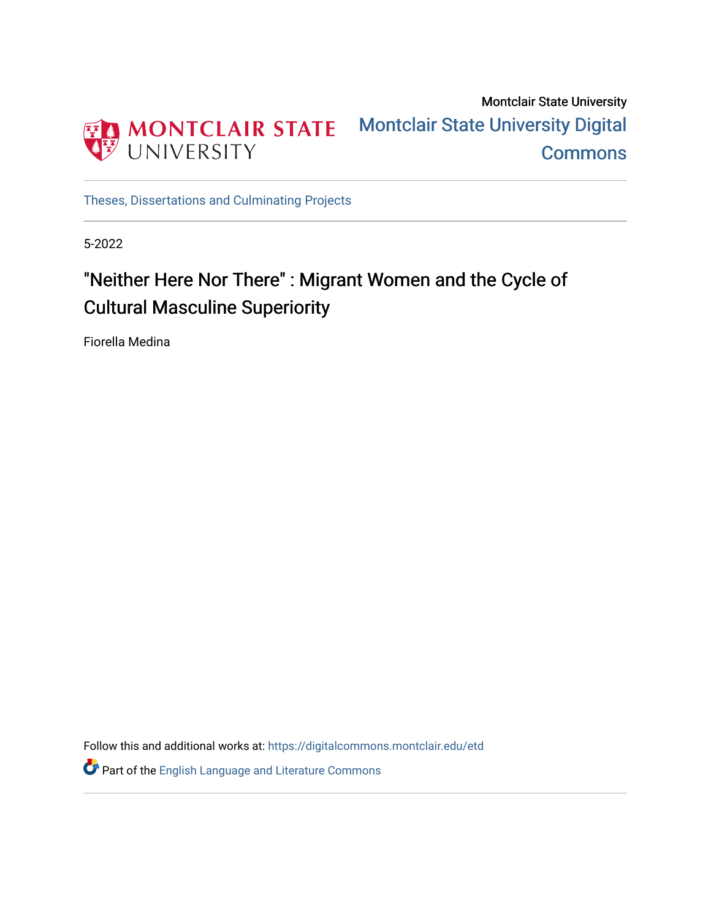Montclair State University

Montclair State University Digital Commons

Theses, Dissertations and Culminating Projects

5-2022

# "Neither Here Nor There" : Migrant Women and the Cycle of Cultural Masculine Superiority

Fiorella Medina

Follow this and additional works at: https://digitalcommons.montclair.edu/etd

Part of the English Language and Literature Commons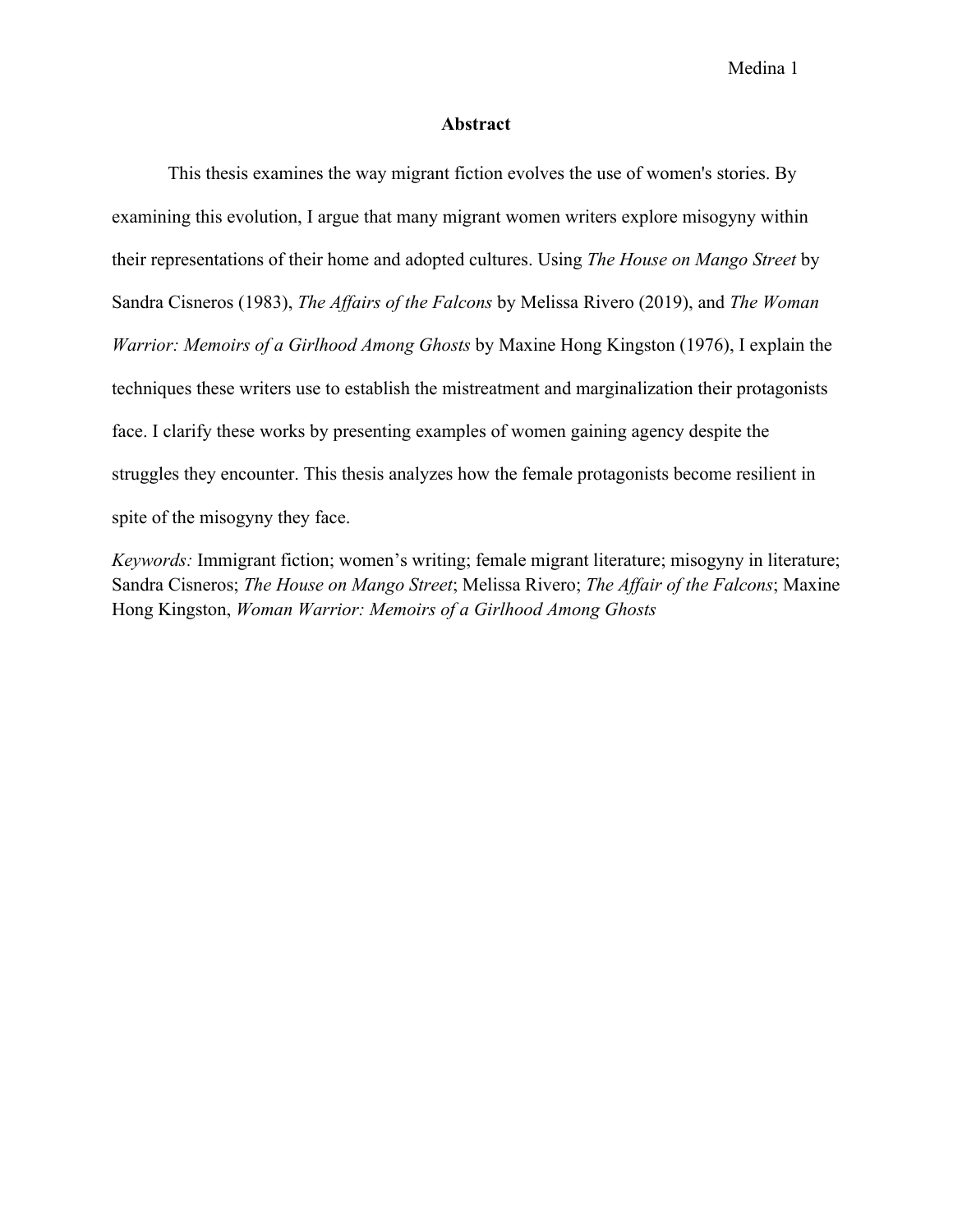## Abstract

This thesis examines the way migrant fiction evolves the use of women's stories. By examining this evolution, I argue that many migrant women writers explore misogyny within their representations of their home and adopted cultures. Using *The House on Mango Street* by Sandra Cisneros (1983), *The Affairs of the Falcons* by Melissa Rivero (2019), and *The Woman Warrior: Memoirs of a Girlhood Among Ghosts* by Maxine Hong Kingston (1976), I explain the techniques these writers use to establish the mistreatment and marginalization their protagonists face. I clarify these works by presenting examples of women gaining agency despite the struggles they encounter. This thesis analyzes how the female protagonists become resilient in spite of the misogyny they face.

*Keywords:* Immigrant fiction; women's writing; female migrant literature; misogyny in literature; Sandra Cisneros; *The House on Mango Street*; Melissa Rivero; *The Affair of the Falcons*; Maxine Hong Kingston, *Woman Warrior: Memoirs of a Girlhood Among Ghosts*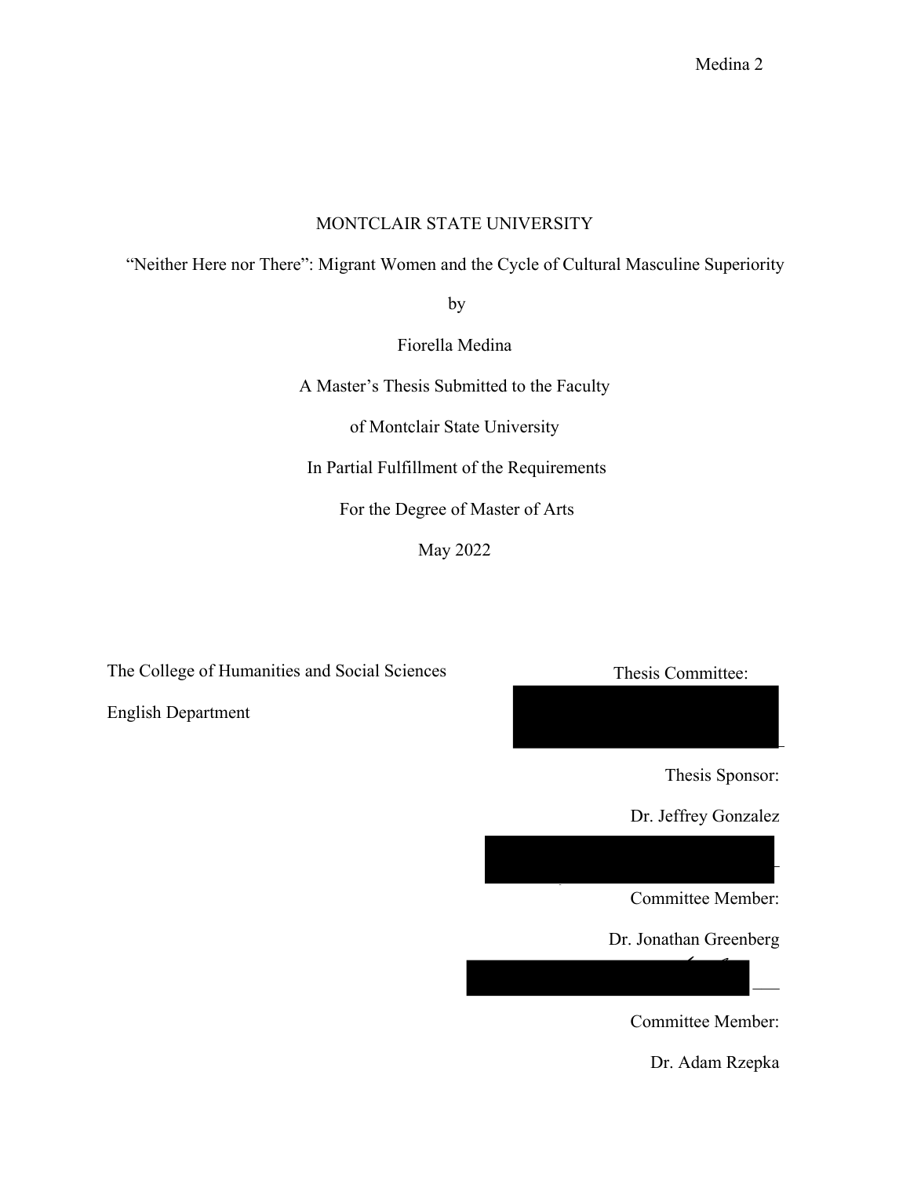MONTCLAIR STATE UNIVERSITY

"Neither Here nor There": Migrant Women and the Cycle of Cultural Masculine Superiority

by

Fiorella Medina

A Master's Thesis Submitted to the Faculty

of Montclair State University

In Partial Fulfillment of the Requirements

For the Degree of Master of Arts

May 2022

The College of Humanities and Social Sciences

English Department

Thesis Committee:

Thesis Sponsor:

Dr. Jeffrey Gonzalez

Committee Member:

Dr. Jonathan Greenberg

Committee Member:

Dr. Adam Rzepka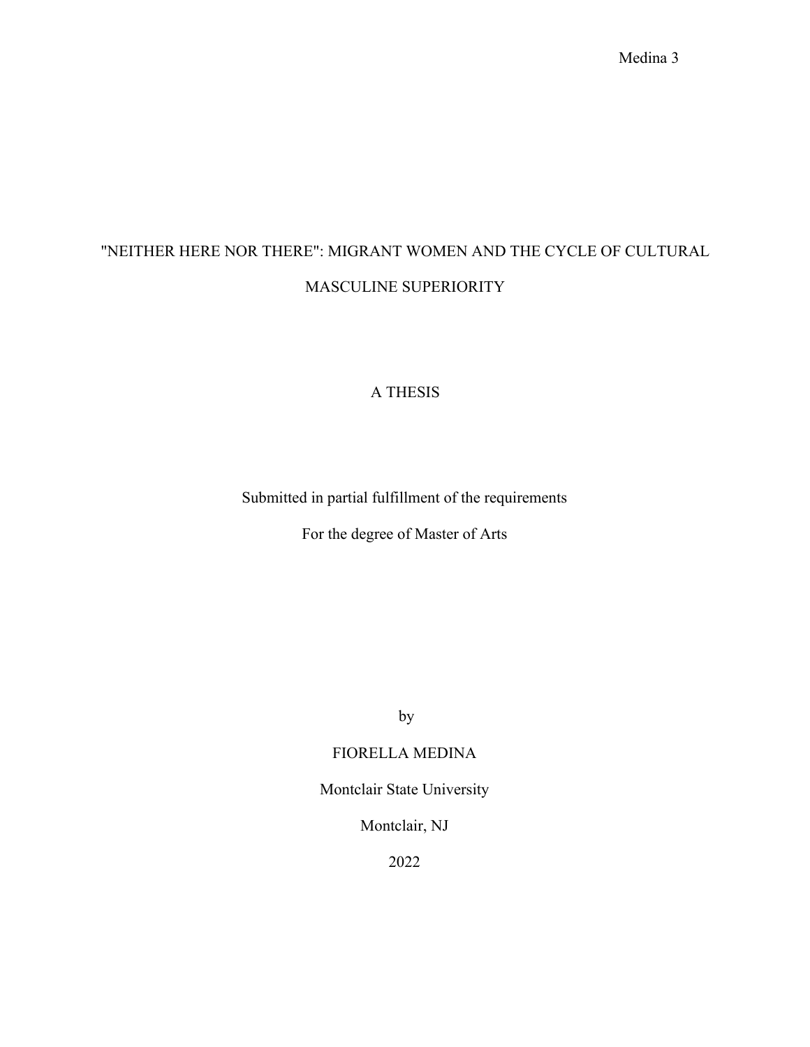# "NEITHER HERE NOR THERE": MIGRANT WOMEN AND THE CYCLE OF CULTURAL MASCULINE SUPERIORITY

A THESIS

Submitted in partial fulfillment of the requirements

For the degree of Master of Arts

by

FIORELLA MEDINA

Montclair State University

Montclair, NJ

2022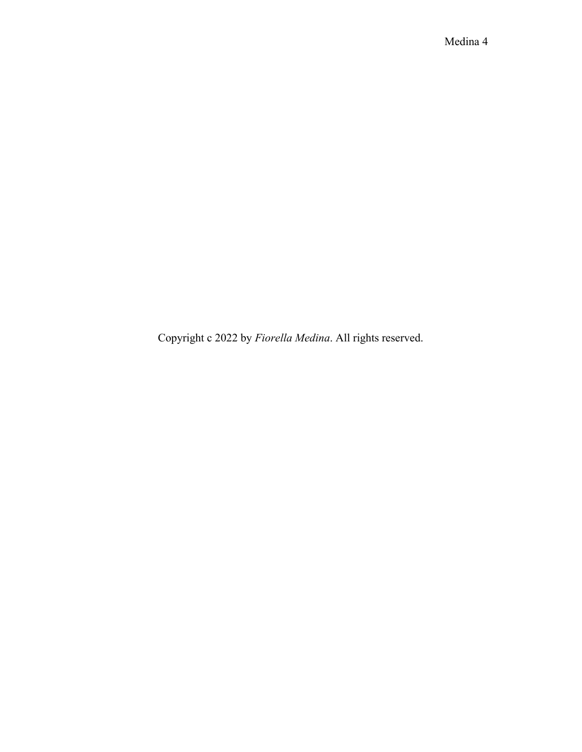Copyright c 2022 by *Fiorella Medina*. All rights reserved.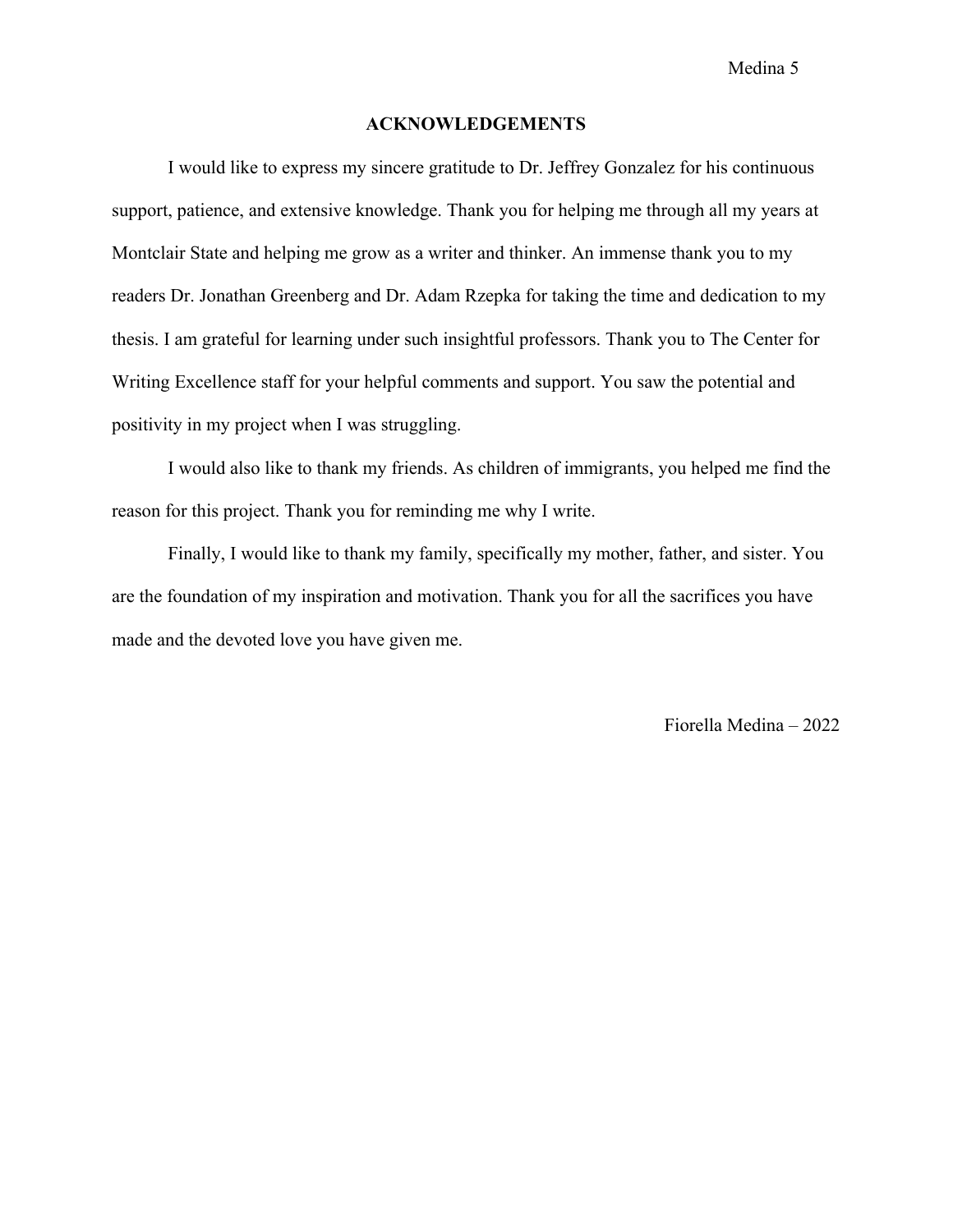## ACKNOWLEDGEMENTS

I would like to express my sincere gratitude to Dr. Jeffrey Gonzalez for his continuous support, patience, and extensive knowledge. Thank you for helping me through all my years at Montclair State and helping me grow as a writer and thinker. An immense thank you to my readers Dr. Jonathan Greenberg and Dr. Adam Rzepka for taking the time and dedication to my thesis. I am grateful for learning under such insightful professors. Thank you to The Center for Writing Excellence staff for your helpful comments and support. You saw the potential and positivity in my project when I was struggling.

I would also like to thank my friends. As children of immigrants, you helped me find the reason for this project. Thank you for reminding me why I write.

Finally, I would like to thank my family, specifically my mother, father, and sister. You are the foundation of my inspiration and motivation. Thank you for all the sacrifices you have made and the devoted love you have given me.

Fiorella Medina – 2022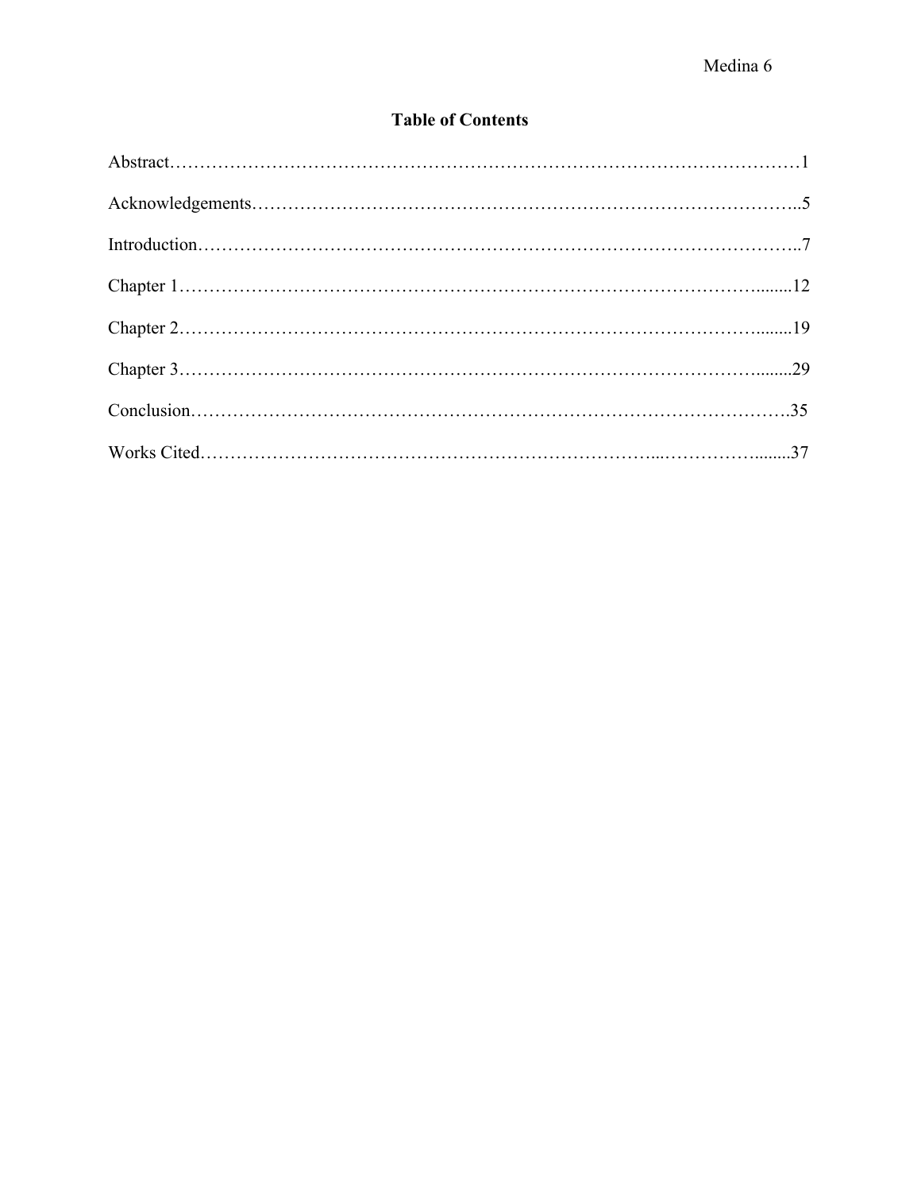## Table of Contents

Abstract…………………………………………………………………………………………1

Acknowledgements……………………………………………………………………………..5

Introduction……………………………………………………………………………………..7

Chapter 1…………………………………………………………………………………........12

Chapter 2…………………………………………………………………………………........19

Chapter 3…………………………………………………………………………………........29

Conclusion……………………………………………………………………………………….35

Works Cited…………………………………………………………………...……………........37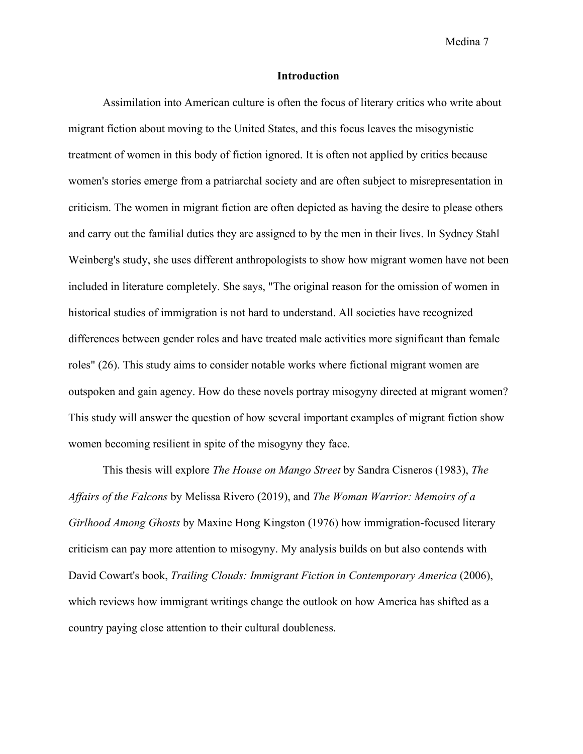## Introduction

Assimilation into American culture is often the focus of literary critics who write about migrant fiction about moving to the United States, and this focus leaves the misogynistic treatment of women in this body of fiction ignored. It is often not applied by critics because women's stories emerge from a patriarchal society and are often subject to misrepresentation in criticism. The women in migrant fiction are often depicted as having the desire to please others and carry out the familial duties they are assigned to by the men in their lives. In Sydney Stahl Weinberg's study, she uses different anthropologists to show how migrant women have not been included in literature completely. She says, "The original reason for the omission of women in historical studies of immigration is not hard to understand. All societies have recognized differences between gender roles and have treated male activities more significant than female roles" (26). This study aims to consider notable works where fictional migrant women are outspoken and gain agency. How do these novels portray misogyny directed at migrant women? This study will answer the question of how several important examples of migrant fiction show women becoming resilient in spite of the misogyny they face.

This thesis will explore *The House on Mango Street* by Sandra Cisneros (1983), *The Affairs of the Falcons* by Melissa Rivero (2019), and *The Woman Warrior: Memoirs of a Girlhood Among Ghosts* by Maxine Hong Kingston (1976) how immigration-focused literary criticism can pay more attention to misogyny. My analysis builds on but also contends with David Cowart's book, *Trailing Clouds: Immigrant Fiction in Contemporary America* (2006), which reviews how immigrant writings change the outlook on how America has shifted as a country paying close attention to their cultural doubleness.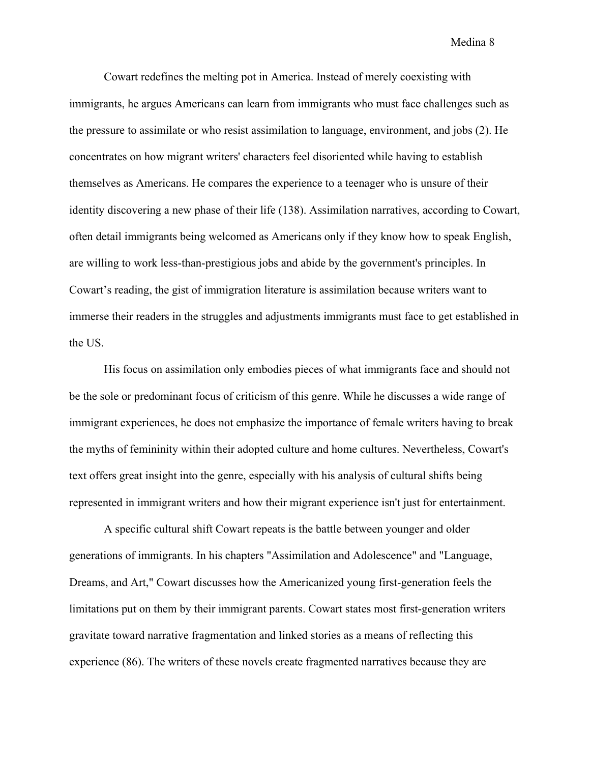Cowart redefines the melting pot in America. Instead of merely coexisting with immigrants, he argues Americans can learn from immigrants who must face challenges such as the pressure to assimilate or who resist assimilation to language, environment, and jobs (2). He concentrates on how migrant writers' characters feel disoriented while having to establish themselves as Americans. He compares the experience to a teenager who is unsure of their identity discovering a new phase of their life (138). Assimilation narratives, according to Cowart, often detail immigrants being welcomed as Americans only if they know how to speak English, are willing to work less-than-prestigious jobs and abide by the government's principles. In Cowart's reading, the gist of immigration literature is assimilation because writers want to immerse their readers in the struggles and adjustments immigrants must face to get established in the US.

His focus on assimilation only embodies pieces of what immigrants face and should not be the sole or predominant focus of criticism of this genre. While he discusses a wide range of immigrant experiences, he does not emphasize the importance of female writers having to break the myths of femininity within their adopted culture and home cultures. Nevertheless, Cowart's text offers great insight into the genre, especially with his analysis of cultural shifts being represented in immigrant writers and how their migrant experience isn't just for entertainment.

A specific cultural shift Cowart repeats is the battle between younger and older generations of immigrants. In his chapters "Assimilation and Adolescence" and "Language, Dreams, and Art," Cowart discusses how the Americanized young first-generation feels the limitations put on them by their immigrant parents. Cowart states most first-generation writers gravitate toward narrative fragmentation and linked stories as a means of reflecting this experience (86). The writers of these novels create fragmented narratives because they are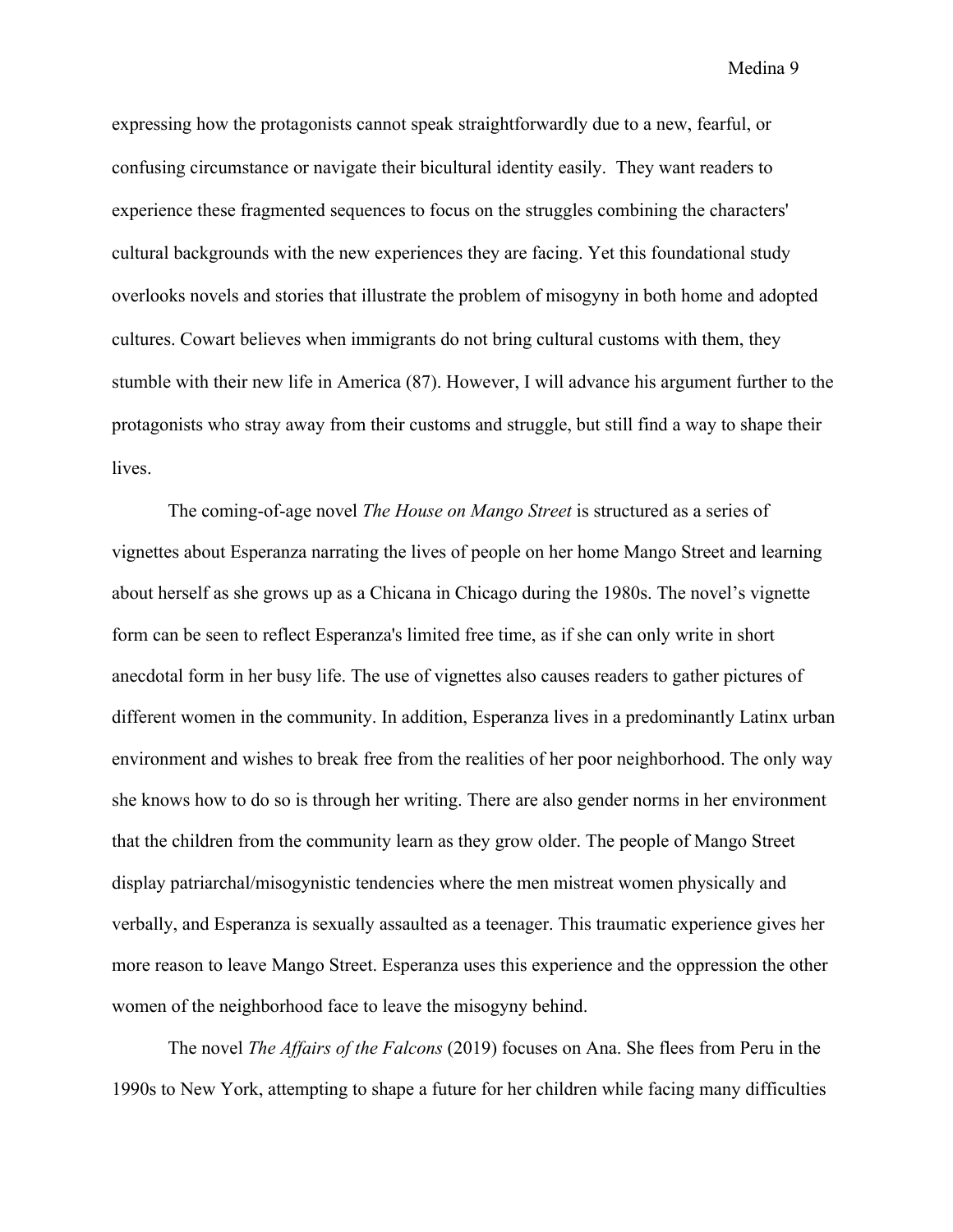expressing how the protagonists cannot speak straightforwardly due to a new, fearful, or confusing circumstance or navigate their bicultural identity easily. They want readers to experience these fragmented sequences to focus on the struggles combining the characters' cultural backgrounds with the new experiences they are facing. Yet this foundational study overlooks novels and stories that illustrate the problem of misogyny in both home and adopted cultures. Cowart believes when immigrants do not bring cultural customs with them, they stumble with their new life in America (87). However, I will advance his argument further to the protagonists who stray away from their customs and struggle, but still find a way to shape their lives.

The coming-of-age novel *The House on Mango Street* is structured as a series of vignettes about Esperanza narrating the lives of people on her home Mango Street and learning about herself as she grows up as a Chicana in Chicago during the 1980s. The novel's vignette form can be seen to reflect Esperanza's limited free time, as if she can only write in short anecdotal form in her busy life. The use of vignettes also causes readers to gather pictures of different women in the community. In addition, Esperanza lives in a predominantly Latinx urban environment and wishes to break free from the realities of her poor neighborhood. The only way she knows how to do so is through her writing. There are also gender norms in her environment that the children from the community learn as they grow older. The people of Mango Street display patriarchal/misogynistic tendencies where the men mistreat women physically and verbally, and Esperanza is sexually assaulted as a teenager. This traumatic experience gives her more reason to leave Mango Street. Esperanza uses this experience and the oppression the other women of the neighborhood face to leave the misogyny behind.

The novel *The Affairs of the Falcons* (2019) focuses on Ana. She flees from Peru in the 1990s to New York, attempting to shape a future for her children while facing many difficulties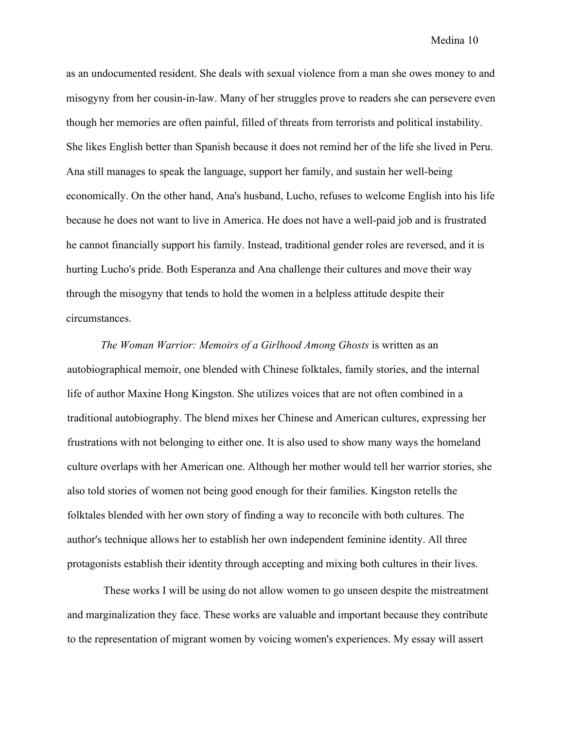as an undocumented resident. She deals with sexual violence from a man she owes money to and misogyny from her cousin-in-law. Many of her struggles prove to readers she can persevere even though her memories are often painful, filled of threats from terrorists and political instability. She likes English better than Spanish because it does not remind her of the life she lived in Peru. Ana still manages to speak the language, support her family, and sustain her well-being economically. On the other hand, Ana's husband, Lucho, refuses to welcome English into his life because he does not want to live in America. He does not have a well-paid job and is frustrated he cannot financially support his family. Instead, traditional gender roles are reversed, and it is hurting Lucho's pride. Both Esperanza and Ana challenge their cultures and move their way through the misogyny that tends to hold the women in a helpless attitude despite their circumstances.

*The Woman Warrior: Memoirs of a Girlhood Among Ghosts* is written as an autobiographical memoir, one blended with Chinese folktales, family stories, and the internal life of author Maxine Hong Kingston. She utilizes voices that are not often combined in a traditional autobiography. The blend mixes her Chinese and American cultures, expressing her frustrations with not belonging to either one. It is also used to show many ways the homeland culture overlaps with her American one. Although her mother would tell her warrior stories, she also told stories of women not being good enough for their families. Kingston retells the folktales blended with her own story of finding a way to reconcile with both cultures. The author's technique allows her to establish her own independent feminine identity. All three protagonists establish their identity through accepting and mixing both cultures in their lives.

These works I will be using do not allow women to go unseen despite the mistreatment and marginalization they face. These works are valuable and important because they contribute to the representation of migrant women by voicing women's experiences. My essay will assert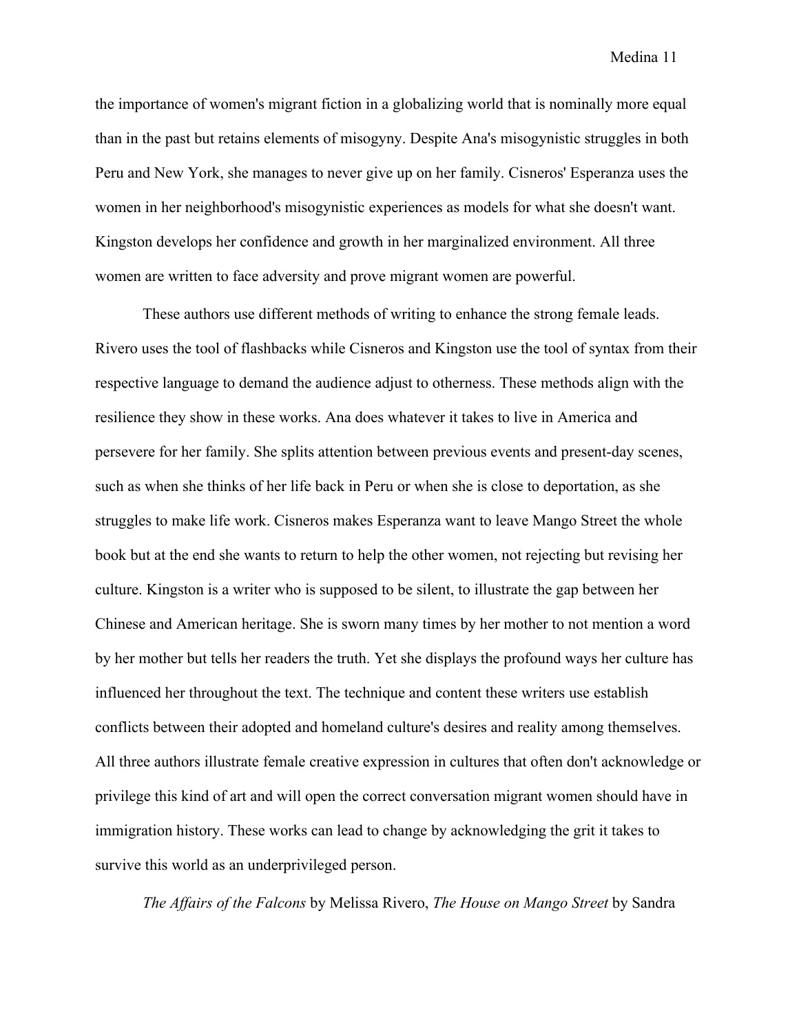the importance of women's migrant fiction in a globalizing world that is nominally more equal than in the past but retains elements of misogyny. Despite Ana's misogynistic struggles in both Peru and New York, she manages to never give up on her family. Cisneros' Esperanza uses the women in her neighborhood's misogynistic experiences as models for what she doesn't want. Kingston develops her confidence and growth in her marginalized environment. All three women are written to face adversity and prove migrant women are powerful.

These authors use different methods of writing to enhance the strong female leads. Rivero uses the tool of flashbacks while Cisneros and Kingston use the tool of syntax from their respective language to demand the audience adjust to otherness. These methods align with the resilience they show in these works. Ana does whatever it takes to live in America and persevere for her family. She splits attention between previous events and present-day scenes, such as when she thinks of her life back in Peru or when she is close to deportation, as she struggles to make life work. Cisneros makes Esperanza want to leave Mango Street the whole book but at the end she wants to return to help the other women, not rejecting but revising her culture. Kingston is a writer who is supposed to be silent, to illustrate the gap between her Chinese and American heritage. She is sworn many times by her mother to not mention a word by her mother but tells her readers the truth. Yet she displays the profound ways her culture has influenced her throughout the text. The technique and content these writers use establish conflicts between their adopted and homeland culture's desires and reality among themselves. All three authors illustrate female creative expression in cultures that often don't acknowledge or privilege this kind of art and will open the correct conversation migrant women should have in immigration history. These works can lead to change by acknowledging the grit it takes to survive this world as an underprivileged person.

*The Affairs of the Falcons* by Melissa Rivero, *The House on Mango Street* by Sandra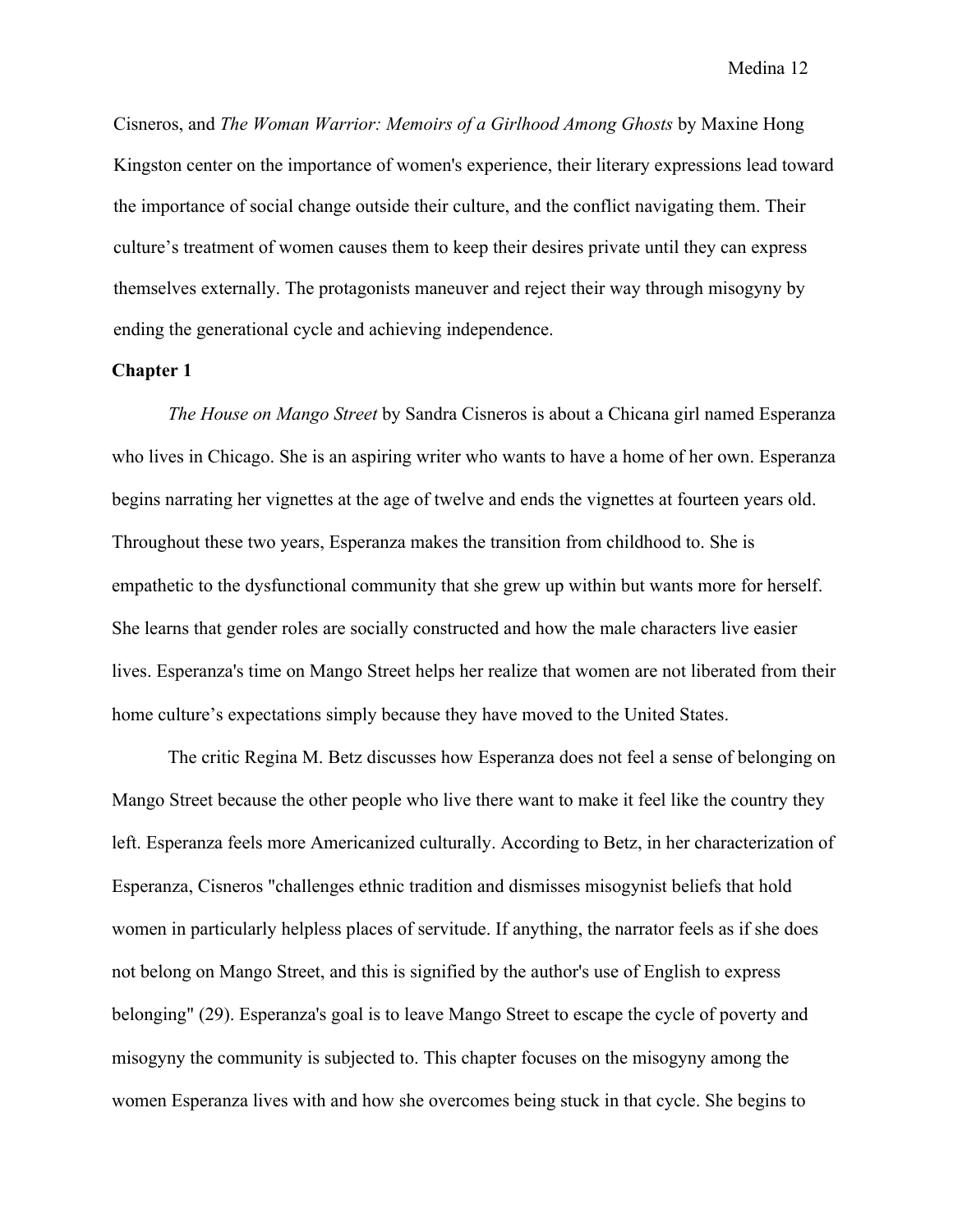Cisneros, and *The Woman Warrior: Memoirs of a Girlhood Among Ghosts* by Maxine Hong Kingston center on the importance of women's experience, their literary expressions lead toward the importance of social change outside their culture, and the conflict navigating them. Their culture's treatment of women causes them to keep their desires private until they can express themselves externally. The protagonists maneuver and reject their way through misogyny by ending the generational cycle and achieving independence.

**Chapter 1**

*The House on Mango Street* by Sandra Cisneros is about a Chicana girl named Esperanza who lives in Chicago. She is an aspiring writer who wants to have a home of her own. Esperanza begins narrating her vignettes at the age of twelve and ends the vignettes at fourteen years old. Throughout these two years, Esperanza makes the transition from childhood to. She is empathetic to the dysfunctional community that she grew up within but wants more for herself. She learns that gender roles are socially constructed and how the male characters live easier lives. Esperanza's time on Mango Street helps her realize that women are not liberated from their home culture's expectations simply because they have moved to the United States.

The critic Regina M. Betz discusses how Esperanza does not feel a sense of belonging on Mango Street because the other people who live there want to make it feel like the country they left. Esperanza feels more Americanized culturally. According to Betz, in her characterization of Esperanza, Cisneros "challenges ethnic tradition and dismisses misogynist beliefs that hold women in particularly helpless places of servitude. If anything, the narrator feels as if she does not belong on Mango Street, and this is signified by the author's use of English to express belonging" (29). Esperanza's goal is to leave Mango Street to escape the cycle of poverty and misogyny the community is subjected to. This chapter focuses on the misogyny among the women Esperanza lives with and how she overcomes being stuck in that cycle. She begins to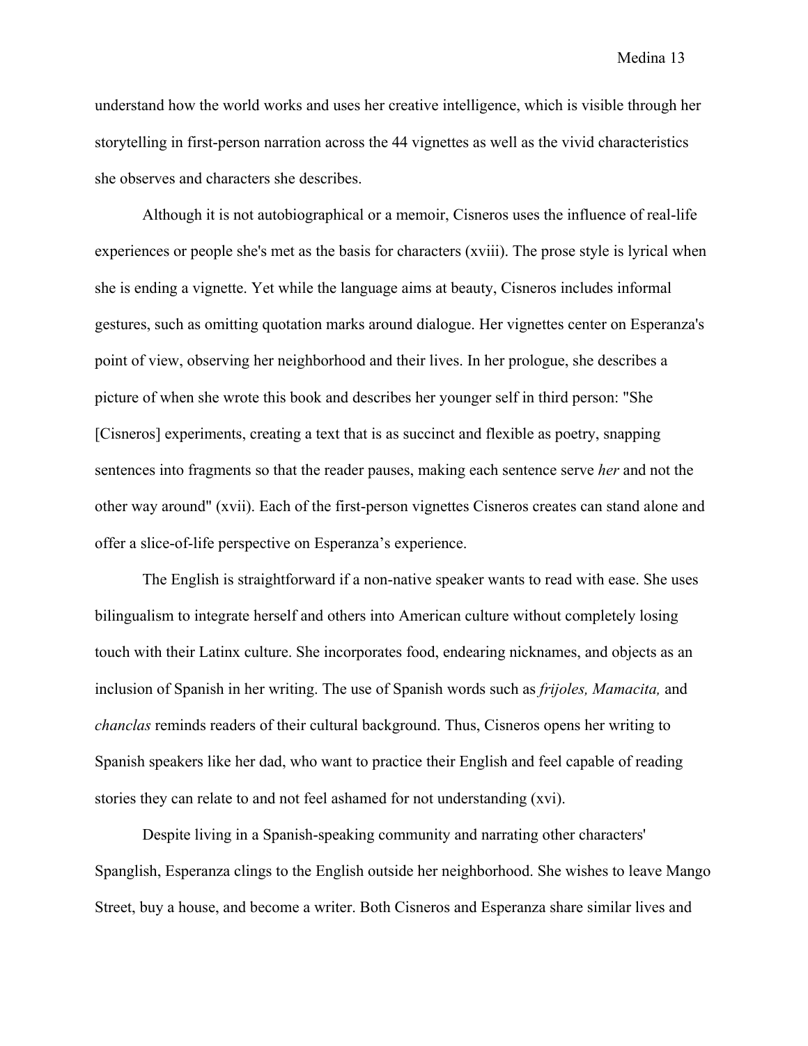understand how the world works and uses her creative intelligence, which is visible through her storytelling in first-person narration across the 44 vignettes as well as the vivid characteristics she observes and characters she describes.

Although it is not autobiographical or a memoir, Cisneros uses the influence of real-life experiences or people she's met as the basis for characters (xviii). The prose style is lyrical when she is ending a vignette. Yet while the language aims at beauty, Cisneros includes informal gestures, such as omitting quotation marks around dialogue. Her vignettes center on Esperanza's point of view, observing her neighborhood and their lives. In her prologue, she describes a picture of when she wrote this book and describes her younger self in third person: "She [Cisneros] experiments, creating a text that is as succinct and flexible as poetry, snapping sentences into fragments so that the reader pauses, making each sentence serve *her* and not the other way around" (xvii). Each of the first-person vignettes Cisneros creates can stand alone and offer a slice-of-life perspective on Esperanza's experience.

The English is straightforward if a non-native speaker wants to read with ease. She uses bilingualism to integrate herself and others into American culture without completely losing touch with their Latinx culture. She incorporates food, endearing nicknames, and objects as an inclusion of Spanish in her writing. The use of Spanish words such as *frijoles, Mamacita,* and *chanclas* reminds readers of their cultural background. Thus, Cisneros opens her writing to Spanish speakers like her dad, who want to practice their English and feel capable of reading stories they can relate to and not feel ashamed for not understanding (xvi).

Despite living in a Spanish-speaking community and narrating other characters' Spanglish, Esperanza clings to the English outside her neighborhood. She wishes to leave Mango Street, buy a house, and become a writer. Both Cisneros and Esperanza share similar lives and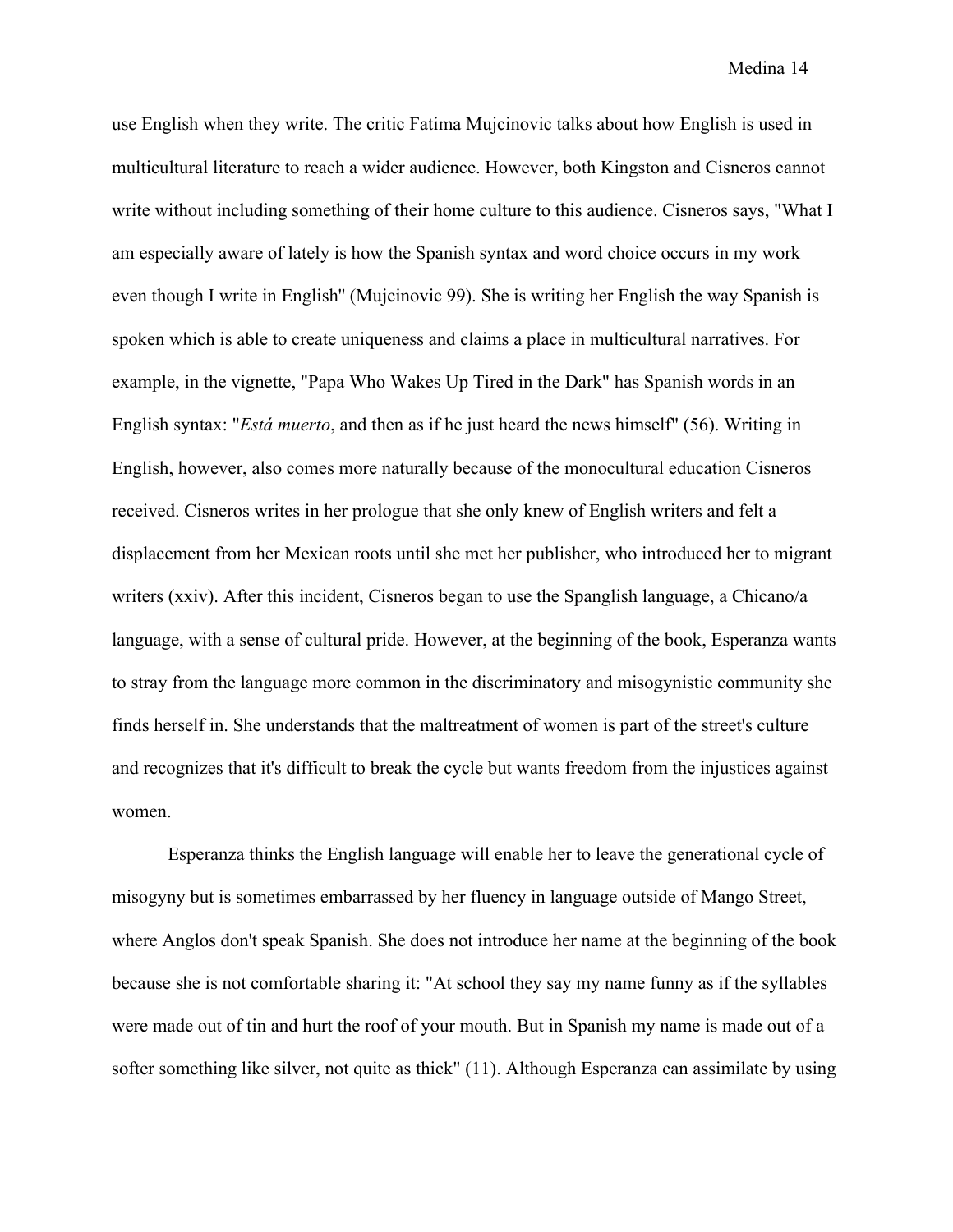use English when they write. The critic Fatima Mujcinovic talks about how English is used in multicultural literature to reach a wider audience. However, both Kingston and Cisneros cannot write without including something of their home culture to this audience. Cisneros says, "What I am especially aware of lately is how the Spanish syntax and word choice occurs in my work even though I write in English" (Mujcinovic 99). She is writing her English the way Spanish is spoken which is able to create uniqueness and claims a place in multicultural narratives. For example, in the vignette, "Papa Who Wakes Up Tired in the Dark" has Spanish words in an English syntax: "*Está muerto*, and then as if he just heard the news himself" (56). Writing in English, however, also comes more naturally because of the monocultural education Cisneros received. Cisneros writes in her prologue that she only knew of English writers and felt a displacement from her Mexican roots until she met her publisher, who introduced her to migrant writers (xxiv). After this incident, Cisneros began to use the Spanglish language, a Chicano/a language, with a sense of cultural pride. However, at the beginning of the book, Esperanza wants to stray from the language more common in the discriminatory and misogynistic community she finds herself in. She understands that the maltreatment of women is part of the street's culture and recognizes that it's difficult to break the cycle but wants freedom from the injustices against women.

Esperanza thinks the English language will enable her to leave the generational cycle of misogyny but is sometimes embarrassed by her fluency in language outside of Mango Street, where Anglos don't speak Spanish. She does not introduce her name at the beginning of the book because she is not comfortable sharing it: "At school they say my name funny as if the syllables were made out of tin and hurt the roof of your mouth. But in Spanish my name is made out of a softer something like silver, not quite as thick" (11). Although Esperanza can assimilate by using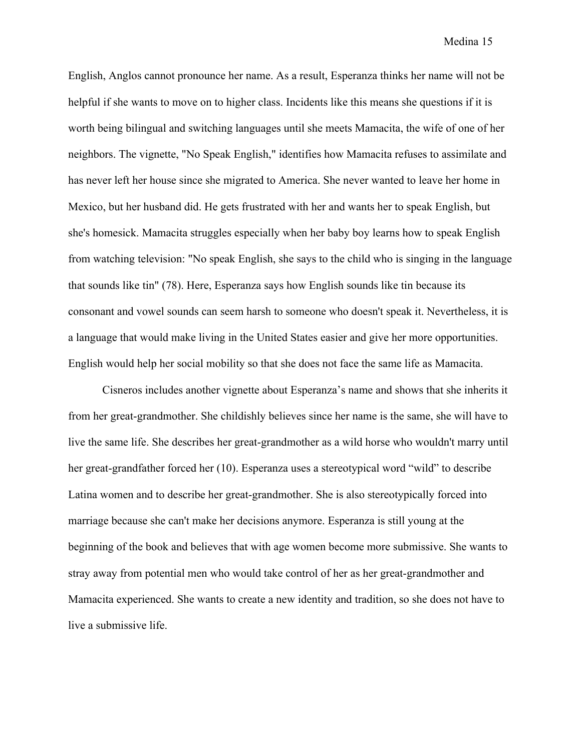English, Anglos cannot pronounce her name. As a result, Esperanza thinks her name will not be helpful if she wants to move on to higher class. Incidents like this means she questions if it is worth being bilingual and switching languages until she meets Mamacita, the wife of one of her neighbors. The vignette, "No Speak English," identifies how Mamacita refuses to assimilate and has never left her house since she migrated to America. She never wanted to leave her home in Mexico, but her husband did. He gets frustrated with her and wants her to speak English, but she's homesick. Mamacita struggles especially when her baby boy learns how to speak English from watching television: "No speak English, she says to the child who is singing in the language that sounds like tin" (78). Here, Esperanza says how English sounds like tin because its consonant and vowel sounds can seem harsh to someone who doesn't speak it. Nevertheless, it is a language that would make living in the United States easier and give her more opportunities. English would help her social mobility so that she does not face the same life as Mamacita.

Cisneros includes another vignette about Esperanza's name and shows that she inherits it from her great-grandmother. She childishly believes since her name is the same, she will have to live the same life. She describes her great-grandmother as a wild horse who wouldn't marry until her great-grandfather forced her (10). Esperanza uses a stereotypical word "wild" to describe Latina women and to describe her great-grandmother. She is also stereotypically forced into marriage because she can't make her decisions anymore. Esperanza is still young at the beginning of the book and believes that with age women become more submissive. She wants to stray away from potential men who would take control of her as her great-grandmother and Mamacita experienced. She wants to create a new identity and tradition, so she does not have to live a submissive life.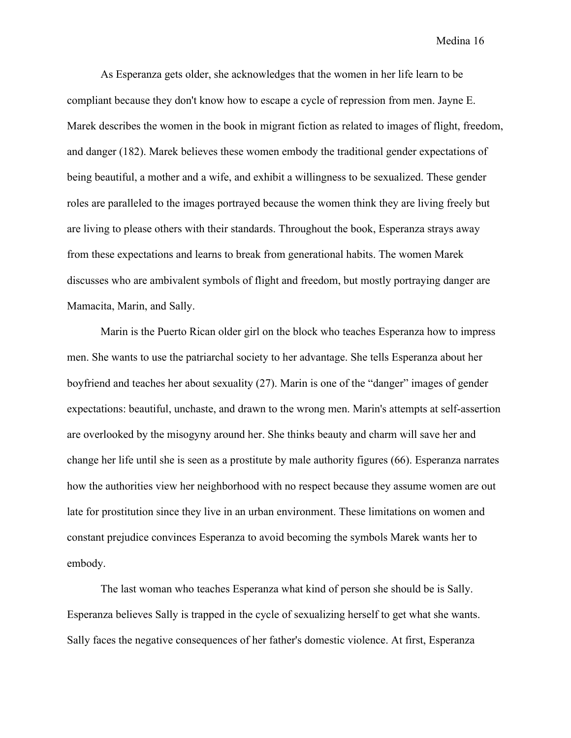As Esperanza gets older, she acknowledges that the women in her life learn to be compliant because they don't know how to escape a cycle of repression from men. Jayne E. Marek describes the women in the book in migrant fiction as related to images of flight, freedom, and danger (182). Marek believes these women embody the traditional gender expectations of being beautiful, a mother and a wife, and exhibit a willingness to be sexualized. These gender roles are paralleled to the images portrayed because the women think they are living freely but are living to please others with their standards. Throughout the book, Esperanza strays away from these expectations and learns to break from generational habits. The women Marek discusses who are ambivalent symbols of flight and freedom, but mostly portraying danger are Mamacita, Marin, and Sally.

Marin is the Puerto Rican older girl on the block who teaches Esperanza how to impress men. She wants to use the patriarchal society to her advantage. She tells Esperanza about her boyfriend and teaches her about sexuality (27). Marin is one of the "danger" images of gender expectations: beautiful, unchaste, and drawn to the wrong men. Marin's attempts at self-assertion are overlooked by the misogyny around her. She thinks beauty and charm will save her and change her life until she is seen as a prostitute by male authority figures (66). Esperanza narrates how the authorities view her neighborhood with no respect because they assume women are out late for prostitution since they live in an urban environment. These limitations on women and constant prejudice convinces Esperanza to avoid becoming the symbols Marek wants her to embody.

The last woman who teaches Esperanza what kind of person she should be is Sally. Esperanza believes Sally is trapped in the cycle of sexualizing herself to get what she wants. Sally faces the negative consequences of her father's domestic violence. At first, Esperanza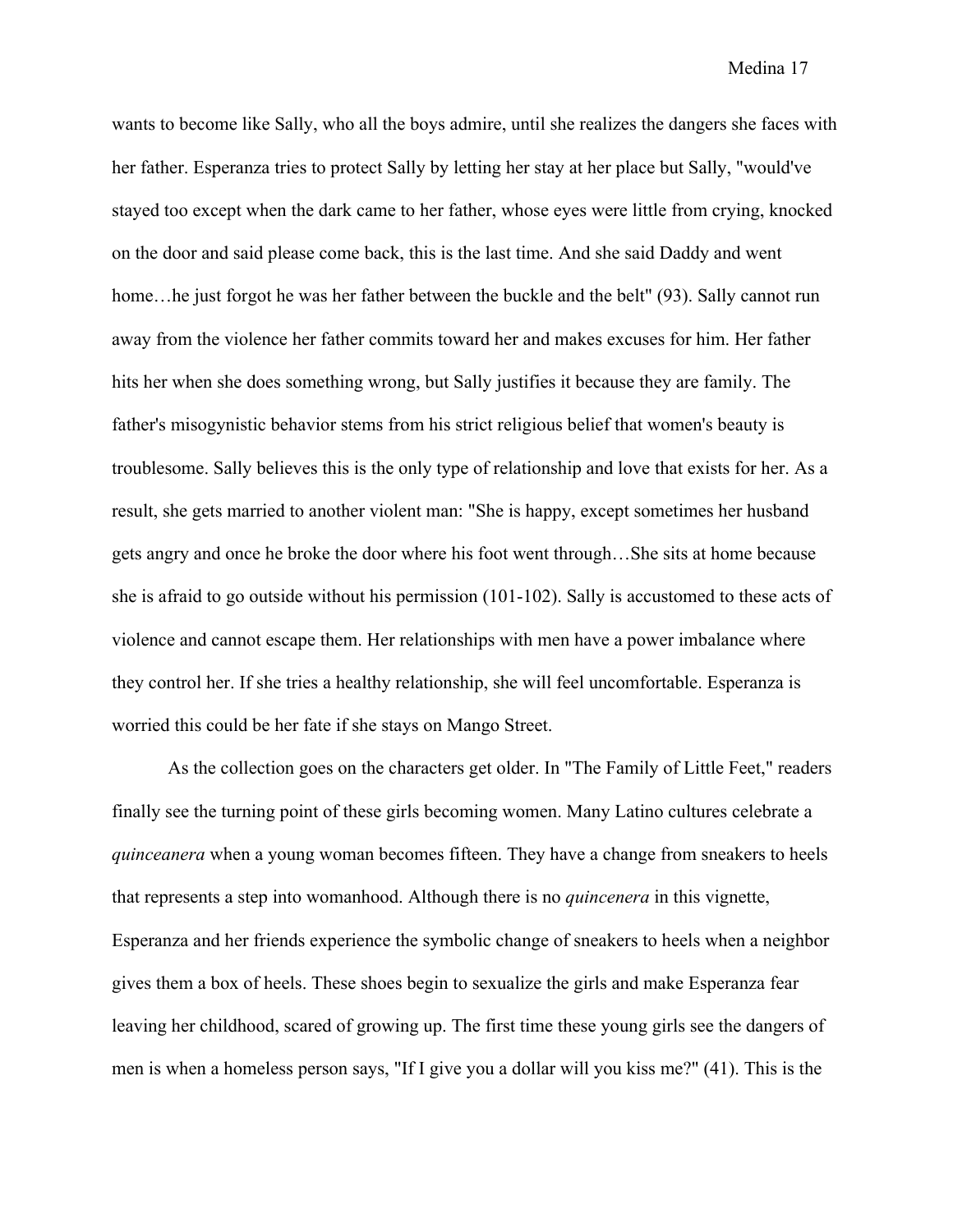wants to become like Sally, who all the boys admire, until she realizes the dangers she faces with her father. Esperanza tries to protect Sally by letting her stay at her place but Sally, "would've stayed too except when the dark came to her father, whose eyes were little from crying, knocked on the door and said please come back, this is the last time. And she said Daddy and went home…he just forgot he was her father between the buckle and the belt" (93). Sally cannot run away from the violence her father commits toward her and makes excuses for him. Her father hits her when she does something wrong, but Sally justifies it because they are family. The father's misogynistic behavior stems from his strict religious belief that women's beauty is troublesome. Sally believes this is the only type of relationship and love that exists for her. As a result, she gets married to another violent man: "She is happy, except sometimes her husband gets angry and once he broke the door where his foot went through…She sits at home because she is afraid to go outside without his permission (101-102). Sally is accustomed to these acts of violence and cannot escape them. Her relationships with men have a power imbalance where they control her. If she tries a healthy relationship, she will feel uncomfortable. Esperanza is worried this could be her fate if she stays on Mango Street.

As the collection goes on the characters get older. In "The Family of Little Feet," readers finally see the turning point of these girls becoming women. Many Latino cultures celebrate a *quinceanera* when a young woman becomes fifteen. They have a change from sneakers to heels that represents a step into womanhood. Although there is no *quincenera* in this vignette, Esperanza and her friends experience the symbolic change of sneakers to heels when a neighbor gives them a box of heels. These shoes begin to sexualize the girls and make Esperanza fear leaving her childhood, scared of growing up. The first time these young girls see the dangers of men is when a homeless person says, "If I give you a dollar will you kiss me?" (41). This is the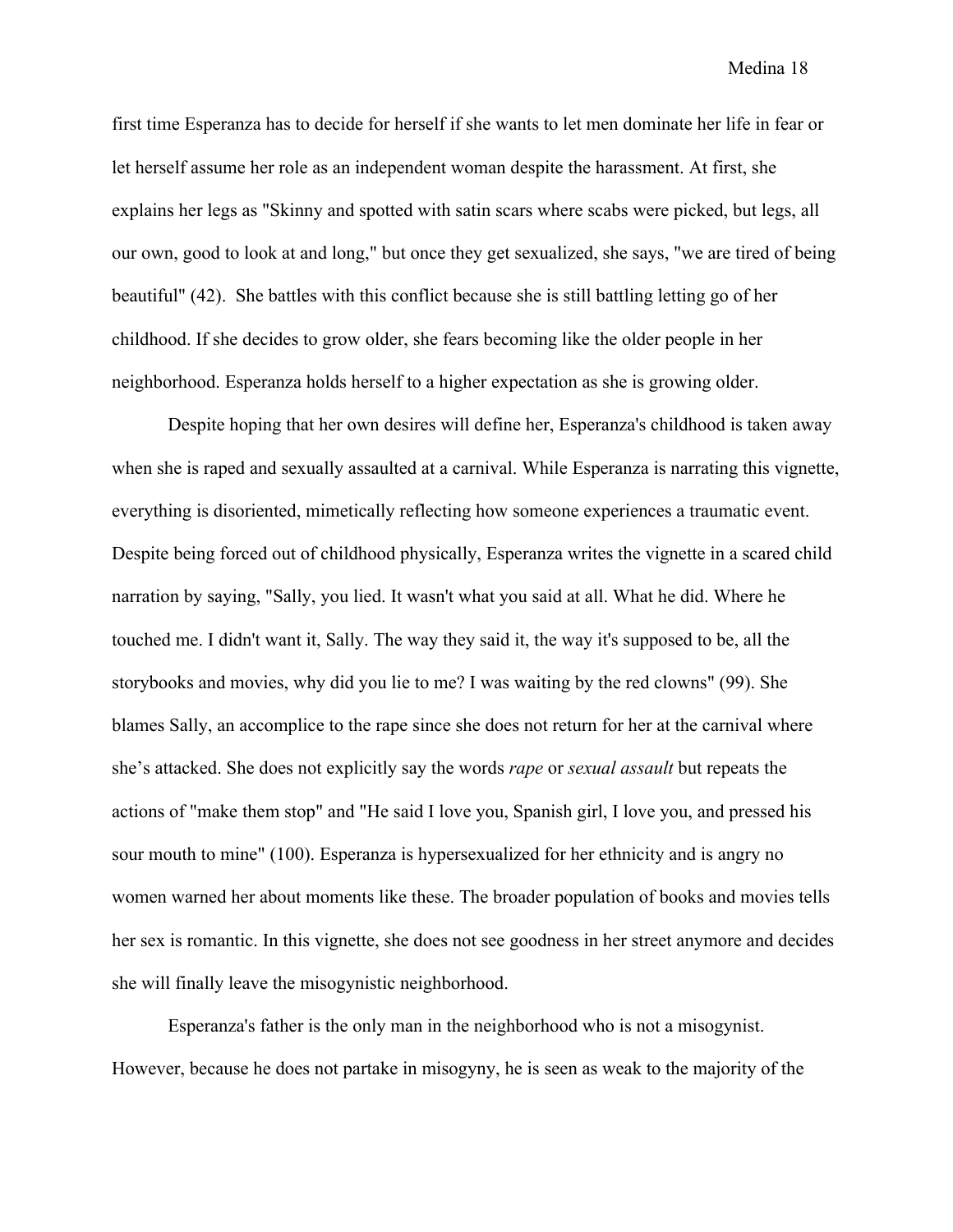first time Esperanza has to decide for herself if she wants to let men dominate her life in fear or let herself assume her role as an independent woman despite the harassment. At first, she explains her legs as "Skinny and spotted with satin scars where scabs were picked, but legs, all our own, good to look at and long," but once they get sexualized, she says, "we are tired of being beautiful" (42). She battles with this conflict because she is still battling letting go of her childhood. If she decides to grow older, she fears becoming like the older people in her neighborhood. Esperanza holds herself to a higher expectation as she is growing older.

Despite hoping that her own desires will define her, Esperanza's childhood is taken away when she is raped and sexually assaulted at a carnival. While Esperanza is narrating this vignette, everything is disoriented, mimetically reflecting how someone experiences a traumatic event. Despite being forced out of childhood physically, Esperanza writes the vignette in a scared child narration by saying, "Sally, you lied. It wasn't what you said at all. What he did. Where he touched me. I didn't want it, Sally. The way they said it, the way it's supposed to be, all the storybooks and movies, why did you lie to me? I was waiting by the red clowns" (99). She blames Sally, an accomplice to the rape since she does not return for her at the carnival where she's attacked. She does not explicitly say the words *rape* or *sexual assault* but repeats the actions of "make them stop" and "He said I love you, Spanish girl, I love you, and pressed his sour mouth to mine" (100). Esperanza is hypersexualized for her ethnicity and is angry no women warned her about moments like these. The broader population of books and movies tells her sex is romantic. In this vignette, she does not see goodness in her street anymore and decides she will finally leave the misogynistic neighborhood.

Esperanza's father is the only man in the neighborhood who is not a misogynist. However, because he does not partake in misogyny, he is seen as weak to the majority of the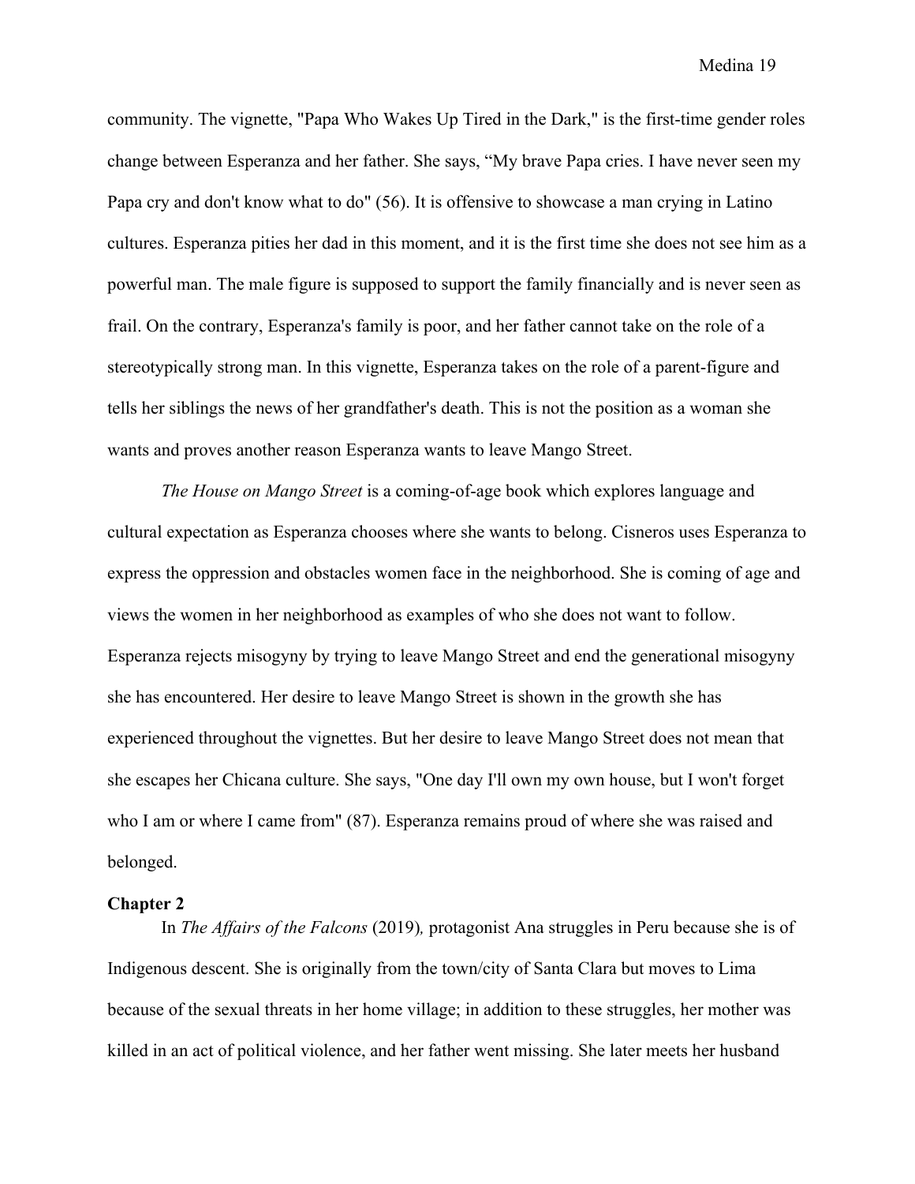community. The vignette, "Papa Who Wakes Up Tired in the Dark," is the first-time gender roles change between Esperanza and her father. She says, “My brave Papa cries. I have never seen my Papa cry and don't know what to do" (56). It is offensive to showcase a man crying in Latino cultures. Esperanza pities her dad in this moment, and it is the first time she does not see him as a powerful man. The male figure is supposed to support the family financially and is never seen as frail. On the contrary, Esperanza's family is poor, and her father cannot take on the role of a stereotypically strong man. In this vignette, Esperanza takes on the role of a parent-figure and tells her siblings the news of her grandfather's death. This is not the position as a woman she wants and proves another reason Esperanza wants to leave Mango Street.

*The House on Mango Street* is a coming-of-age book which explores language and cultural expectation as Esperanza chooses where she wants to belong. Cisneros uses Esperanza to express the oppression and obstacles women face in the neighborhood. She is coming of age and views the women in her neighborhood as examples of who she does not want to follow. Esperanza rejects misogyny by trying to leave Mango Street and end the generational misogyny she has encountered. Her desire to leave Mango Street is shown in the growth she has experienced throughout the vignettes. But her desire to leave Mango Street does not mean that she escapes her Chicana culture. She says, "One day I'll own my own house, but I won't forget who I am or where I came from" (87). Esperanza remains proud of where she was raised and belonged.

## Chapter 2

In *The Affairs of the Falcons* (2019), protagonist Ana struggles in Peru because she is of Indigenous descent. She is originally from the town/city of Santa Clara but moves to Lima because of the sexual threats in her home village; in addition to these struggles, her mother was killed in an act of political violence, and her father went missing. She later meets her husband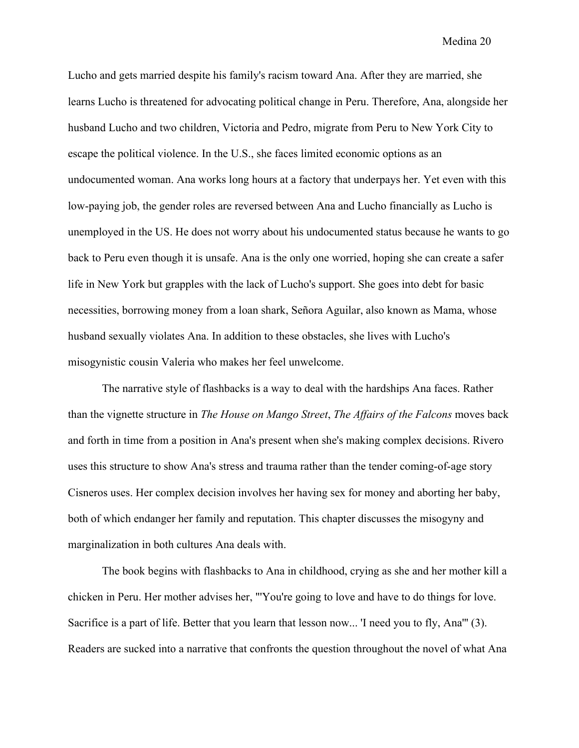Lucho and gets married despite his family's racism toward Ana. After they are married, she learns Lucho is threatened for advocating political change in Peru. Therefore, Ana, alongside her husband Lucho and two children, Victoria and Pedro, migrate from Peru to New York City to escape the political violence. In the U.S., she faces limited economic options as an undocumented woman. Ana works long hours at a factory that underpays her. Yet even with this low-paying job, the gender roles are reversed between Ana and Lucho financially as Lucho is unemployed in the US. He does not worry about his undocumented status because he wants to go back to Peru even though it is unsafe. Ana is the only one worried, hoping she can create a safer life in New York but grapples with the lack of Lucho's support. She goes into debt for basic necessities, borrowing money from a loan shark, Señora Aguilar, also known as Mama, whose husband sexually violates Ana. In addition to these obstacles, she lives with Lucho's misogynistic cousin Valeria who makes her feel unwelcome.

The narrative style of flashbacks is a way to deal with the hardships Ana faces. Rather than the vignette structure in *The House on Mango Street*, *The Affairs of the Falcons* moves back and forth in time from a position in Ana's present when she's making complex decisions. Rivero uses this structure to show Ana's stress and trauma rather than the tender coming-of-age story Cisneros uses. Her complex decision involves her having sex for money and aborting her baby, both of which endanger her family and reputation. This chapter discusses the misogyny and marginalization in both cultures Ana deals with.

The book begins with flashbacks to Ana in childhood, crying as she and her mother kill a chicken in Peru. Her mother advises her, "'You're going to love and have to do things for love. Sacrifice is a part of life. Better that you learn that lesson now... 'I need you to fly, Ana'" (3). Readers are sucked into a narrative that confronts the question throughout the novel of what Ana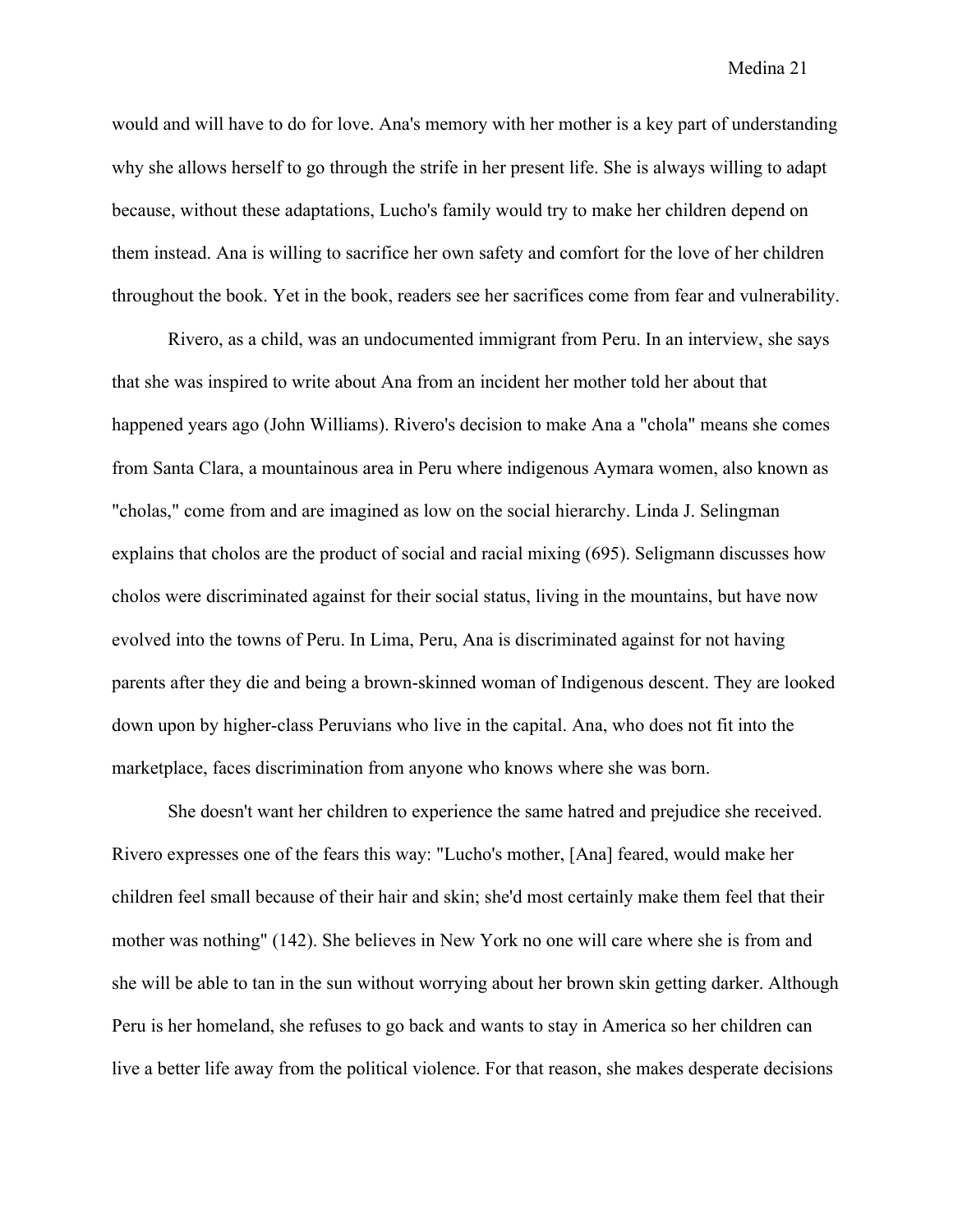would and will have to do for love. Ana's memory with her mother is a key part of understanding why she allows herself to go through the strife in her present life. She is always willing to adapt because, without these adaptations, Lucho's family would try to make her children depend on them instead. Ana is willing to sacrifice her own safety and comfort for the love of her children throughout the book. Yet in the book, readers see her sacrifices come from fear and vulnerability.

Rivero, as a child, was an undocumented immigrant from Peru. In an interview, she says that she was inspired to write about Ana from an incident her mother told her about that happened years ago (John Williams). Rivero's decision to make Ana a "chola" means she comes from Santa Clara, a mountainous area in Peru where indigenous Aymara women, also known as "cholas," come from and are imagined as low on the social hierarchy. Linda J. Selingman explains that cholos are the product of social and racial mixing (695). Seligmann discusses how cholos were discriminated against for their social status, living in the mountains, but have now evolved into the towns of Peru. In Lima, Peru, Ana is discriminated against for not having parents after they die and being a brown-skinned woman of Indigenous descent. They are looked down upon by higher-class Peruvians who live in the capital. Ana, who does not fit into the marketplace, faces discrimination from anyone who knows where she was born.

She doesn't want her children to experience the same hatred and prejudice she received. Rivero expresses one of the fears this way: "Lucho's mother, [Ana] feared, would make her children feel small because of their hair and skin; she'd most certainly make them feel that their mother was nothing" (142). She believes in New York no one will care where she is from and she will be able to tan in the sun without worrying about her brown skin getting darker. Although Peru is her homeland, she refuses to go back and wants to stay in America so her children can live a better life away from the political violence. For that reason, she makes desperate decisions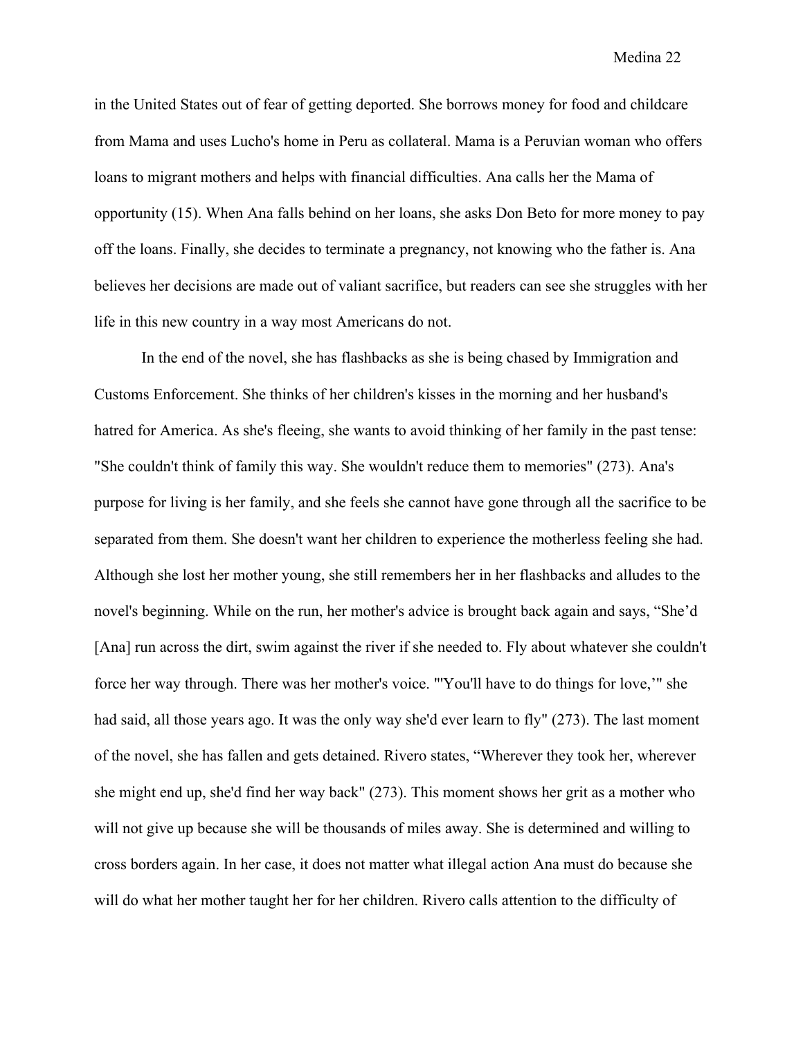in the United States out of fear of getting deported. She borrows money for food and childcare from Mama and uses Lucho's home in Peru as collateral. Mama is a Peruvian woman who offers loans to migrant mothers and helps with financial difficulties. Ana calls her the Mama of opportunity (15). When Ana falls behind on her loans, she asks Don Beto for more money to pay off the loans. Finally, she decides to terminate a pregnancy, not knowing who the father is. Ana believes her decisions are made out of valiant sacrifice, but readers can see she struggles with her life in this new country in a way most Americans do not.

In the end of the novel, she has flashbacks as she is being chased by Immigration and Customs Enforcement. She thinks of her children's kisses in the morning and her husband's hatred for America. As she's fleeing, she wants to avoid thinking of her family in the past tense: "She couldn't think of family this way. She wouldn't reduce them to memories" (273). Ana's purpose for living is her family, and she feels she cannot have gone through all the sacrifice to be separated from them. She doesn't want her children to experience the motherless feeling she had. Although she lost her mother young, she still remembers her in her flashbacks and alludes to the novel's beginning. While on the run, her mother's advice is brought back again and says, "She'd [Ana] run across the dirt, swim against the river if she needed to. Fly about whatever she couldn't force her way through. There was her mother's voice. "'You'll have to do things for love,'" she had said, all those years ago. It was the only way she'd ever learn to fly" (273). The last moment of the novel, she has fallen and gets detained. Rivero states, "Wherever they took her, wherever she might end up, she'd find her way back" (273). This moment shows her grit as a mother who will not give up because she will be thousands of miles away. She is determined and willing to cross borders again. In her case, it does not matter what illegal action Ana must do because she will do what her mother taught her for her children. Rivero calls attention to the difficulty of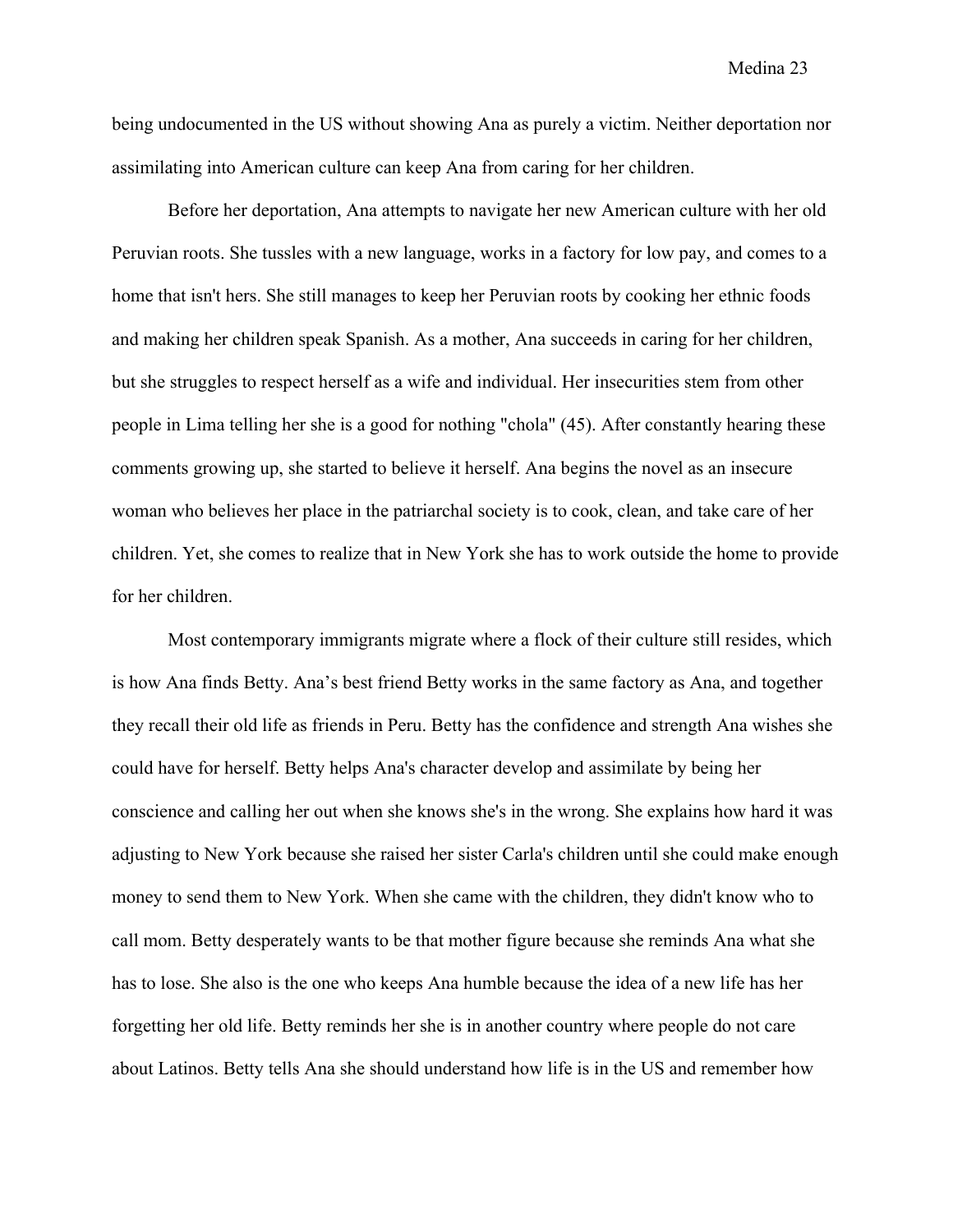being undocumented in the US without showing Ana as purely a victim. Neither deportation nor assimilating into American culture can keep Ana from caring for her children.

Before her deportation, Ana attempts to navigate her new American culture with her old Peruvian roots. She tussles with a new language, works in a factory for low pay, and comes to a home that isn't hers. She still manages to keep her Peruvian roots by cooking her ethnic foods and making her children speak Spanish. As a mother, Ana succeeds in caring for her children, but she struggles to respect herself as a wife and individual. Her insecurities stem from other people in Lima telling her she is a good for nothing "chola" (45). After constantly hearing these comments growing up, she started to believe it herself. Ana begins the novel as an insecure woman who believes her place in the patriarchal society is to cook, clean, and take care of her children. Yet, she comes to realize that in New York she has to work outside the home to provide for her children.

Most contemporary immigrants migrate where a flock of their culture still resides, which is how Ana finds Betty. Ana's best friend Betty works in the same factory as Ana, and together they recall their old life as friends in Peru. Betty has the confidence and strength Ana wishes she could have for herself. Betty helps Ana's character develop and assimilate by being her conscience and calling her out when she knows she's in the wrong. She explains how hard it was adjusting to New York because she raised her sister Carla's children until she could make enough money to send them to New York. When she came with the children, they didn't know who to call mom. Betty desperately wants to be that mother figure because she reminds Ana what she has to lose. She also is the one who keeps Ana humble because the idea of a new life has her forgetting her old life. Betty reminds her she is in another country where people do not care about Latinos. Betty tells Ana she should understand how life is in the US and remember how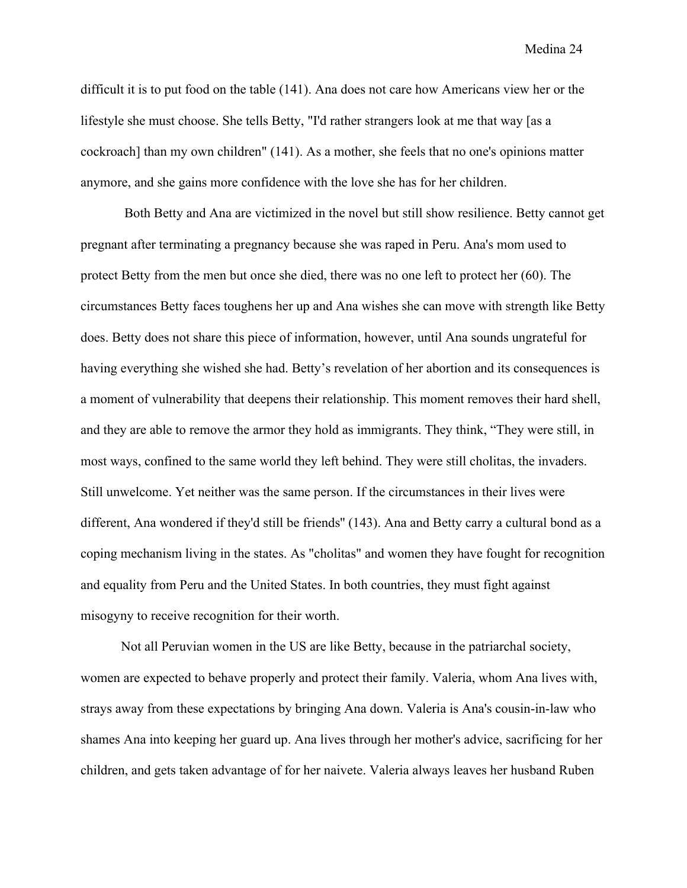difficult it is to put food on the table (141). Ana does not care how Americans view her or the lifestyle she must choose. She tells Betty, "I'd rather strangers look at me that way [as a cockroach] than my own children" (141). As a mother, she feels that no one's opinions matter anymore, and she gains more confidence with the love she has for her children.

Both Betty and Ana are victimized in the novel but still show resilience. Betty cannot get pregnant after terminating a pregnancy because she was raped in Peru. Ana's mom used to protect Betty from the men but once she died, there was no one left to protect her (60). The circumstances Betty faces toughens her up and Ana wishes she can move with strength like Betty does. Betty does not share this piece of information, however, until Ana sounds ungrateful for having everything she wished she had. Betty's revelation of her abortion and its consequences is a moment of vulnerability that deepens their relationship. This moment removes their hard shell, and they are able to remove the armor they hold as immigrants. They think, "They were still, in most ways, confined to the same world they left behind. They were still cholitas, the invaders. Still unwelcome. Yet neither was the same person. If the circumstances in their lives were different, Ana wondered if they'd still be friends" (143). Ana and Betty carry a cultural bond as a coping mechanism living in the states. As "cholitas" and women they have fought for recognition and equality from Peru and the United States. In both countries, they must fight against misogyny to receive recognition for their worth.

Not all Peruvian women in the US are like Betty, because in the patriarchal society, women are expected to behave properly and protect their family. Valeria, whom Ana lives with, strays away from these expectations by bringing Ana down. Valeria is Ana's cousin-in-law who shames Ana into keeping her guard up. Ana lives through her mother's advice, sacrificing for her children, and gets taken advantage of for her naivete. Valeria always leaves her husband Ruben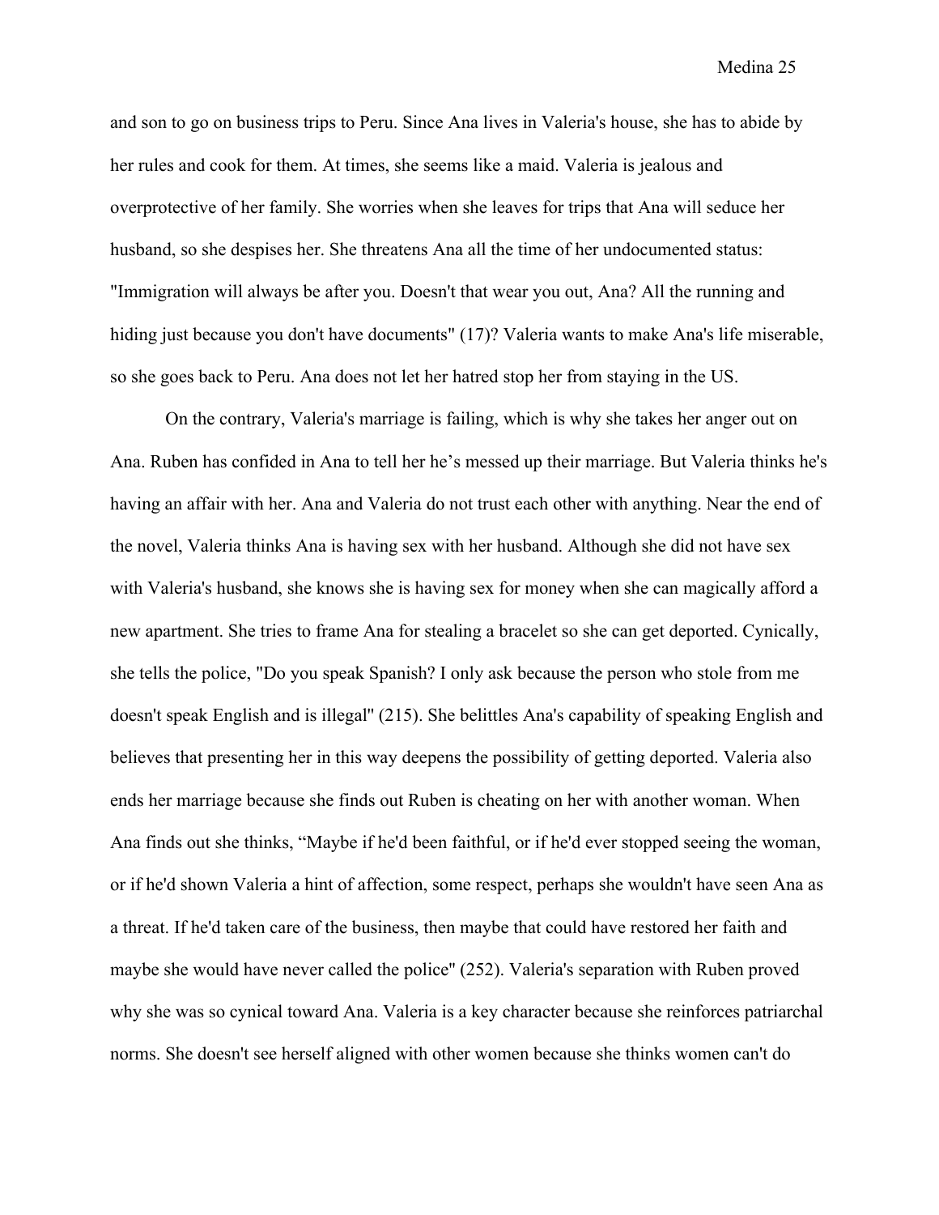and son to go on business trips to Peru. Since Ana lives in Valeria's house, she has to abide by her rules and cook for them. At times, she seems like a maid. Valeria is jealous and overprotective of her family. She worries when she leaves for trips that Ana will seduce her husband, so she despises her. She threatens Ana all the time of her undocumented status: "Immigration will always be after you. Doesn't that wear you out, Ana? All the running and hiding just because you don't have documents" (17)? Valeria wants to make Ana's life miserable, so she goes back to Peru. Ana does not let her hatred stop her from staying in the US.

On the contrary, Valeria's marriage is failing, which is why she takes her anger out on Ana. Ruben has confided in Ana to tell her he's messed up their marriage. But Valeria thinks he's having an affair with her. Ana and Valeria do not trust each other with anything. Near the end of the novel, Valeria thinks Ana is having sex with her husband. Although she did not have sex with Valeria's husband, she knows she is having sex for money when she can magically afford a new apartment. She tries to frame Ana for stealing a bracelet so she can get deported. Cynically, she tells the police, "Do you speak Spanish? I only ask because the person who stole from me doesn't speak English and is illegal" (215). She belittles Ana's capability of speaking English and believes that presenting her in this way deepens the possibility of getting deported. Valeria also ends her marriage because she finds out Ruben is cheating on her with another woman. When Ana finds out she thinks, "Maybe if he'd been faithful, or if he'd ever stopped seeing the woman, or if he'd shown Valeria a hint of affection, some respect, perhaps she wouldn't have seen Ana as a threat. If he'd taken care of the business, then maybe that could have restored her faith and maybe she would have never called the police" (252). Valeria's separation with Ruben proved why she was so cynical toward Ana. Valeria is a key character because she reinforces patriarchal norms. She doesn't see herself aligned with other women because she thinks women can't do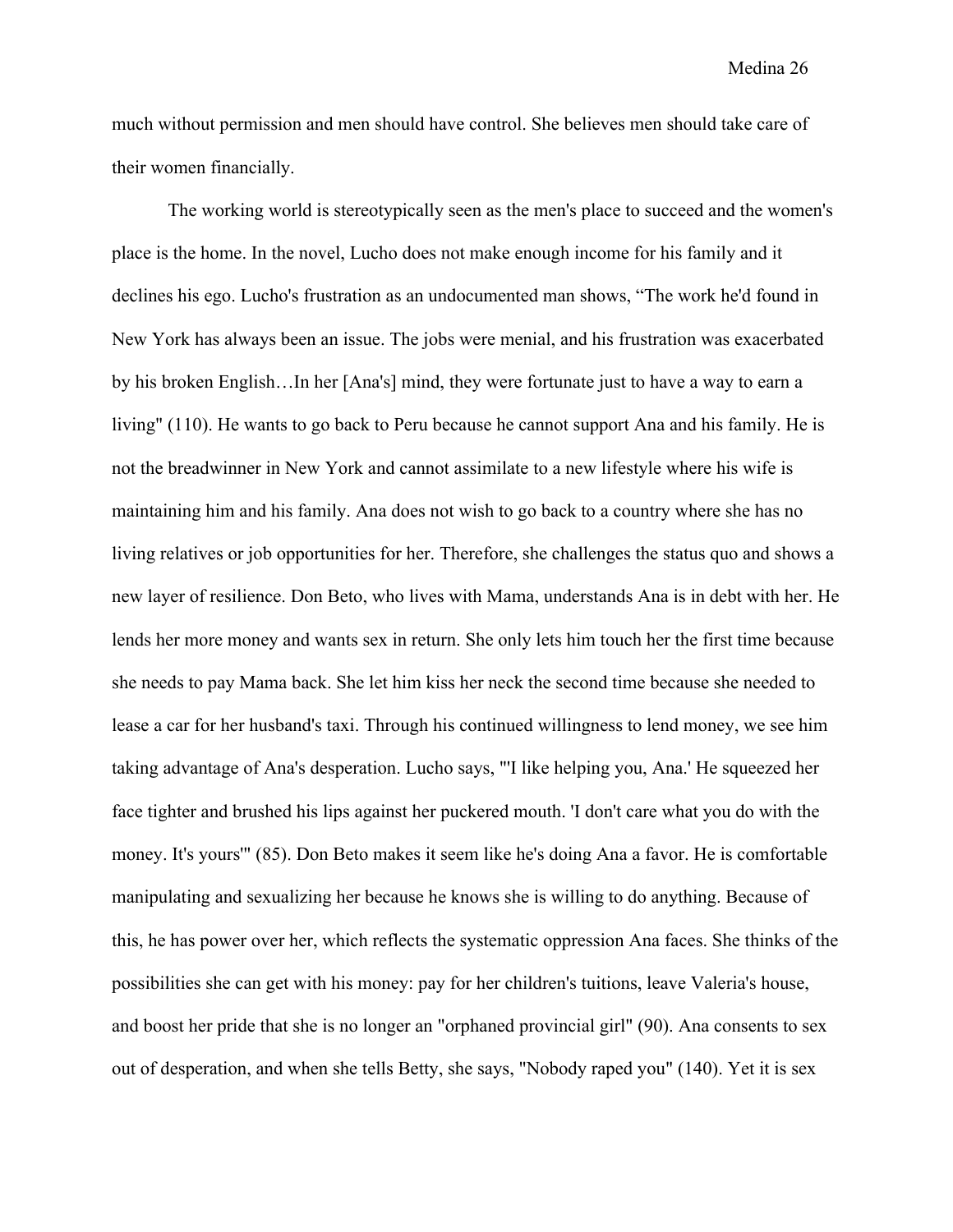much without permission and men should have control. She believes men should take care of their women financially.

The working world is stereotypically seen as the men's place to succeed and the women's place is the home. In the novel, Lucho does not make enough income for his family and it declines his ego. Lucho's frustration as an undocumented man shows, “The work he'd found in New York has always been an issue. The jobs were menial, and his frustration was exacerbated by his broken English…In her [Ana's] mind, they were fortunate just to have a way to earn a living" (110). He wants to go back to Peru because he cannot support Ana and his family. He is not the breadwinner in New York and cannot assimilate to a new lifestyle where his wife is maintaining him and his family. Ana does not wish to go back to a country where she has no living relatives or job opportunities for her. Therefore, she challenges the status quo and shows a new layer of resilience. Don Beto, who lives with Mama, understands Ana is in debt with her. He lends her more money and wants sex in return. She only lets him touch her the first time because she needs to pay Mama back. She let him kiss her neck the second time because she needed to lease a car for her husband's taxi. Through his continued willingness to lend money, we see him taking advantage of Ana's desperation. Lucho says, "'I like helping you, Ana.' He squeezed her face tighter and brushed his lips against her puckered mouth. 'I don't care what you do with the money. It's yours'" (85). Don Beto makes it seem like he's doing Ana a favor. He is comfortable manipulating and sexualizing her because he knows she is willing to do anything. Because of this, he has power over her, which reflects the systematic oppression Ana faces. She thinks of the possibilities she can get with his money: pay for her children's tuitions, leave Valeria's house, and boost her pride that she is no longer an "orphaned provincial girl" (90). Ana consents to sex out of desperation, and when she tells Betty, she says, "Nobody raped you" (140). Yet it is sex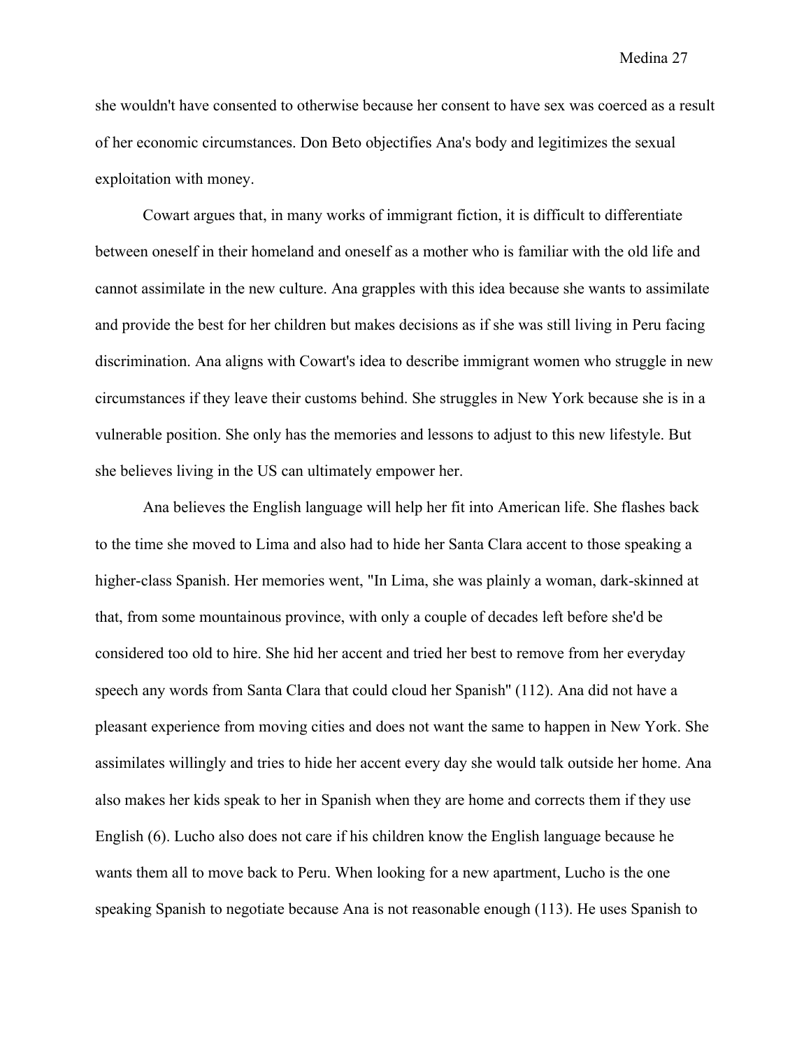she wouldn't have consented to otherwise because her consent to have sex was coerced as a result of her economic circumstances. Don Beto objectifies Ana's body and legitimizes the sexual exploitation with money.

Cowart argues that, in many works of immigrant fiction, it is difficult to differentiate between oneself in their homeland and oneself as a mother who is familiar with the old life and cannot assimilate in the new culture. Ana grapples with this idea because she wants to assimilate and provide the best for her children but makes decisions as if she was still living in Peru facing discrimination. Ana aligns with Cowart's idea to describe immigrant women who struggle in new circumstances if they leave their customs behind. She struggles in New York because she is in a vulnerable position. She only has the memories and lessons to adjust to this new lifestyle. But she believes living in the US can ultimately empower her.

Ana believes the English language will help her fit into American life. She flashes back to the time she moved to Lima and also had to hide her Santa Clara accent to those speaking a higher-class Spanish. Her memories went, "In Lima, she was plainly a woman, dark-skinned at that, from some mountainous province, with only a couple of decades left before she'd be considered too old to hire. She hid her accent and tried her best to remove from her everyday speech any words from Santa Clara that could cloud her Spanish" (112). Ana did not have a pleasant experience from moving cities and does not want the same to happen in New York. She assimilates willingly and tries to hide her accent every day she would talk outside her home. Ana also makes her kids speak to her in Spanish when they are home and corrects them if they use English (6). Lucho also does not care if his children know the English language because he wants them all to move back to Peru. When looking for a new apartment, Lucho is the one speaking Spanish to negotiate because Ana is not reasonable enough (113). He uses Spanish to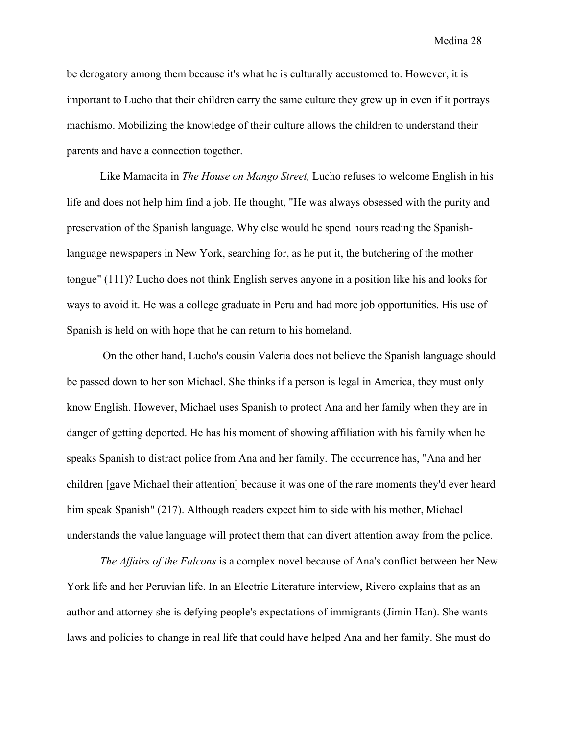be derogatory among them because it's what he is culturally accustomed to. However, it is important to Lucho that their children carry the same culture they grew up in even if it portrays machismo. Mobilizing the knowledge of their culture allows the children to understand their parents and have a connection together.

Like Mamacita in *The House on Mango Street,* Lucho refuses to welcome English in his life and does not help him find a job. He thought, "He was always obsessed with the purity and preservation of the Spanish language. Why else would he spend hours reading the Spanish-language newspapers in New York, searching for, as he put it, the butchering of the mother tongue" (111)? Lucho does not think English serves anyone in a position like his and looks for ways to avoid it. He was a college graduate in Peru and had more job opportunities. His use of Spanish is held on with hope that he can return to his homeland.

On the other hand, Lucho's cousin Valeria does not believe the Spanish language should be passed down to her son Michael. She thinks if a person is legal in America, they must only know English. However, Michael uses Spanish to protect Ana and her family when they are in danger of getting deported. He has his moment of showing affiliation with his family when he speaks Spanish to distract police from Ana and her family. The occurrence has, "Ana and her children [gave Michael their attention] because it was one of the rare moments they'd ever heard him speak Spanish" (217). Although readers expect him to side with his mother, Michael understands the value language will protect them that can divert attention away from the police.

*The Affairs of the Falcons* is a complex novel because of Ana's conflict between her New York life and her Peruvian life. In an Electric Literature interview, Rivero explains that as an author and attorney she is defying people's expectations of immigrants (Jimin Han). She wants laws and policies to change in real life that could have helped Ana and her family. She must do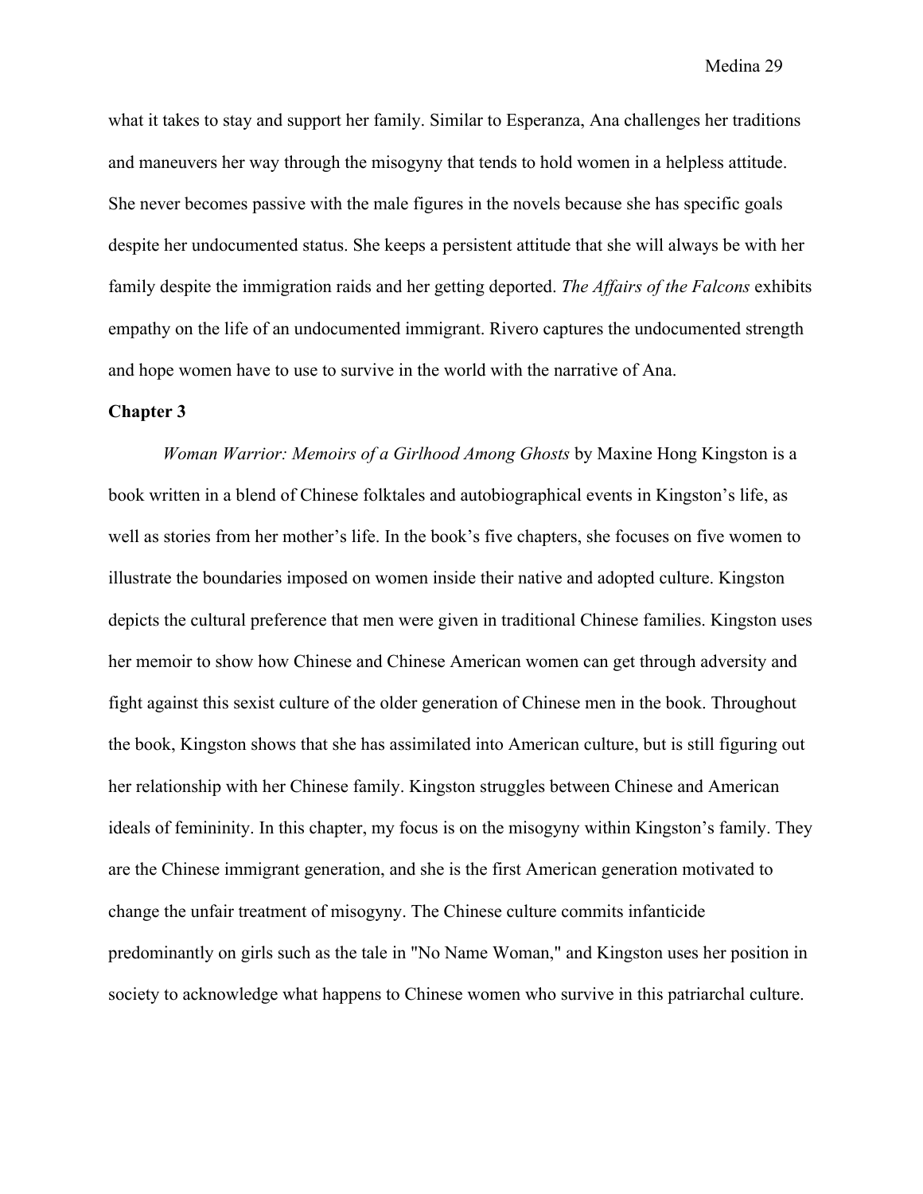what it takes to stay and support her family. Similar to Esperanza, Ana challenges her traditions and maneuvers her way through the misogyny that tends to hold women in a helpless attitude. She never becomes passive with the male figures in the novels because she has specific goals despite her undocumented status. She keeps a persistent attitude that she will always be with her family despite the immigration raids and her getting deported. *The Affairs of the Falcons* exhibits empathy on the life of an undocumented immigrant. Rivero captures the undocumented strength and hope women have to use to survive in the world with the narrative of Ana.

**Chapter 3**

*Woman Warrior: Memoirs of a Girlhood Among Ghosts* by Maxine Hong Kingston is a book written in a blend of Chinese folktales and autobiographical events in Kingston's life, as well as stories from her mother's life. In the book's five chapters, she focuses on five women to illustrate the boundaries imposed on women inside their native and adopted culture. Kingston depicts the cultural preference that men were given in traditional Chinese families. Kingston uses her memoir to show how Chinese and Chinese American women can get through adversity and fight against this sexist culture of the older generation of Chinese men in the book. Throughout the book, Kingston shows that she has assimilated into American culture, but is still figuring out her relationship with her Chinese family. Kingston struggles between Chinese and American ideals of femininity. In this chapter, my focus is on the misogyny within Kingston's family. They are the Chinese immigrant generation, and she is the first American generation motivated to change the unfair treatment of misogyny. The Chinese culture commits infanticide predominantly on girls such as the tale in "No Name Woman," and Kingston uses her position in society to acknowledge what happens to Chinese women who survive in this patriarchal culture.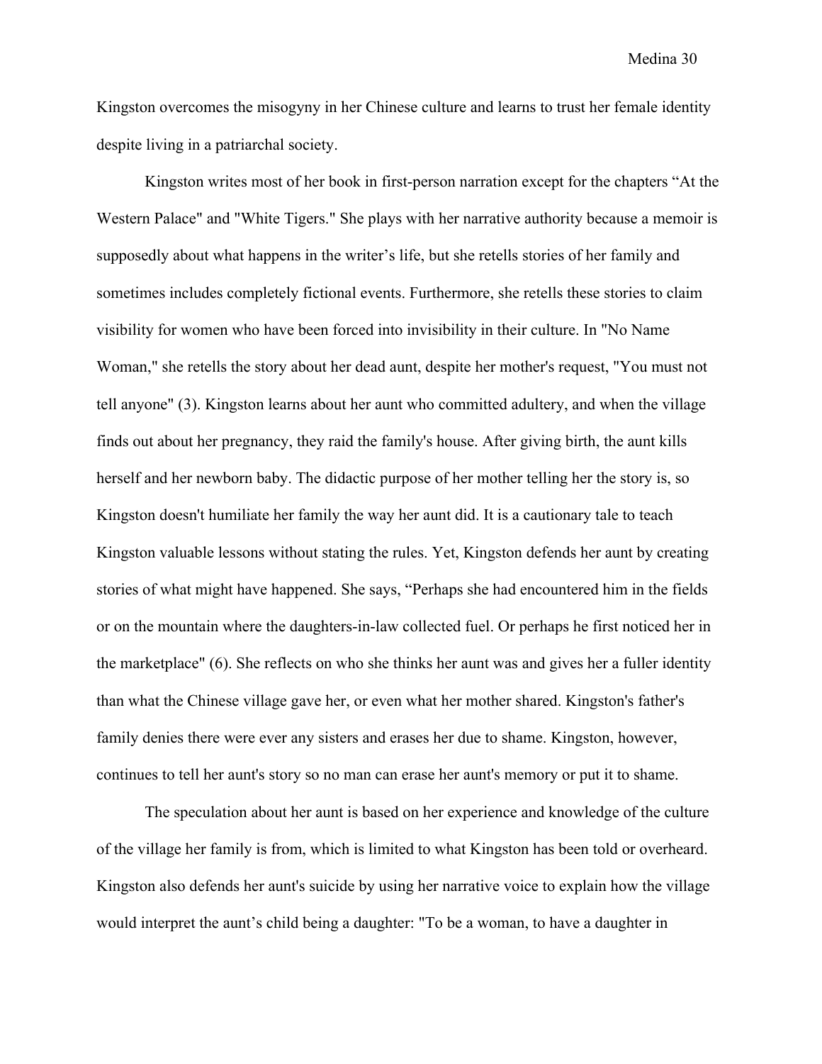Kingston overcomes the misogyny in her Chinese culture and learns to trust her female identity despite living in a patriarchal society.

Kingston writes most of her book in first-person narration except for the chapters “At the Western Palace" and "White Tigers." She plays with her narrative authority because a memoir is supposedly about what happens in the writer’s life, but she retells stories of her family and sometimes includes completely fictional events. Furthermore, she retells these stories to claim visibility for women who have been forced into invisibility in their culture. In "No Name Woman," she retells the story about her dead aunt, despite her mother's request, "You must not tell anyone" (3). Kingston learns about her aunt who committed adultery, and when the village finds out about her pregnancy, they raid the family's house. After giving birth, the aunt kills herself and her newborn baby. The didactic purpose of her mother telling her the story is, so Kingston doesn't humiliate her family the way her aunt did. It is a cautionary tale to teach Kingston valuable lessons without stating the rules. Yet, Kingston defends her aunt by creating stories of what might have happened. She says, “Perhaps she had encountered him in the fields or on the mountain where the daughters-in-law collected fuel. Or perhaps he first noticed her in the marketplace" (6). She reflects on who she thinks her aunt was and gives her a fuller identity than what the Chinese village gave her, or even what her mother shared. Kingston's father's family denies there were ever any sisters and erases her due to shame. Kingston, however, continues to tell her aunt's story so no man can erase her aunt's memory or put it to shame.

The speculation about her aunt is based on her experience and knowledge of the culture of the village her family is from, which is limited to what Kingston has been told or overheard. Kingston also defends her aunt's suicide by using her narrative voice to explain how the village would interpret the aunt’s child being a daughter: "To be a woman, to have a daughter in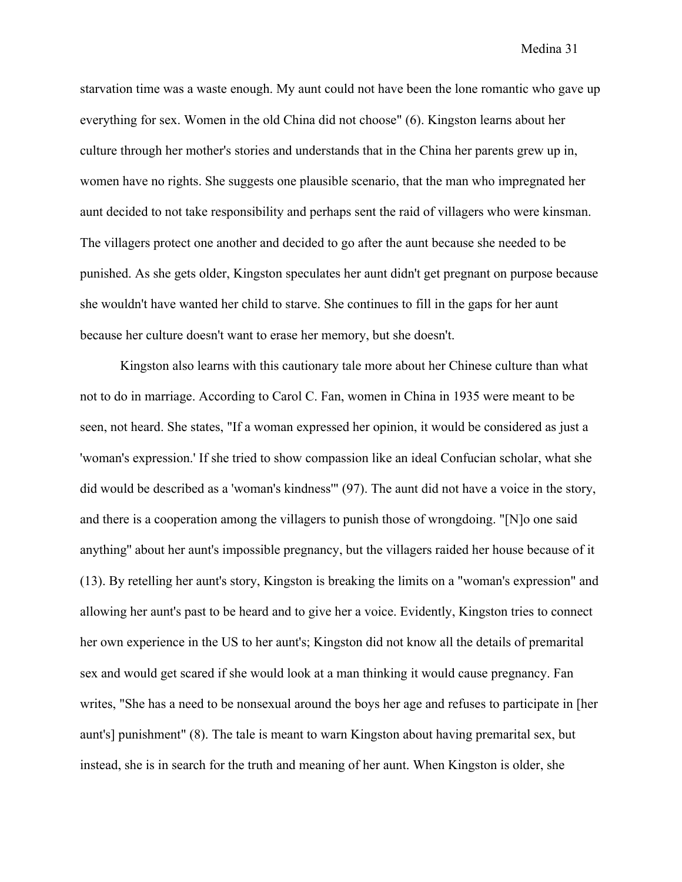starvation time was a waste enough. My aunt could not have been the lone romantic who gave up everything for sex. Women in the old China did not choose" (6). Kingston learns about her culture through her mother's stories and understands that in the China her parents grew up in, women have no rights. She suggests one plausible scenario, that the man who impregnated her aunt decided to not take responsibility and perhaps sent the raid of villagers who were kinsman. The villagers protect one another and decided to go after the aunt because she needed to be punished. As she gets older, Kingston speculates her aunt didn't get pregnant on purpose because she wouldn't have wanted her child to starve. She continues to fill in the gaps for her aunt because her culture doesn't want to erase her memory, but she doesn't.

Kingston also learns with this cautionary tale more about her Chinese culture than what not to do in marriage. According to Carol C. Fan, women in China in 1935 were meant to be seen, not heard. She states, "If a woman expressed her opinion, it would be considered as just a 'woman's expression.' If she tried to show compassion like an ideal Confucian scholar, what she did would be described as a 'woman's kindness'" (97). The aunt did not have a voice in the story, and there is a cooperation among the villagers to punish those of wrongdoing. "[N]o one said anything" about her aunt's impossible pregnancy, but the villagers raided her house because of it (13). By retelling her aunt's story, Kingston is breaking the limits on a "woman's expression" and allowing her aunt's past to be heard and to give her a voice. Evidently, Kingston tries to connect her own experience in the US to her aunt's; Kingston did not know all the details of premarital sex and would get scared if she would look at a man thinking it would cause pregnancy. Fan writes, "She has a need to be nonsexual around the boys her age and refuses to participate in [her aunt's] punishment" (8). The tale is meant to warn Kingston about having premarital sex, but instead, she is in search for the truth and meaning of her aunt. When Kingston is older, she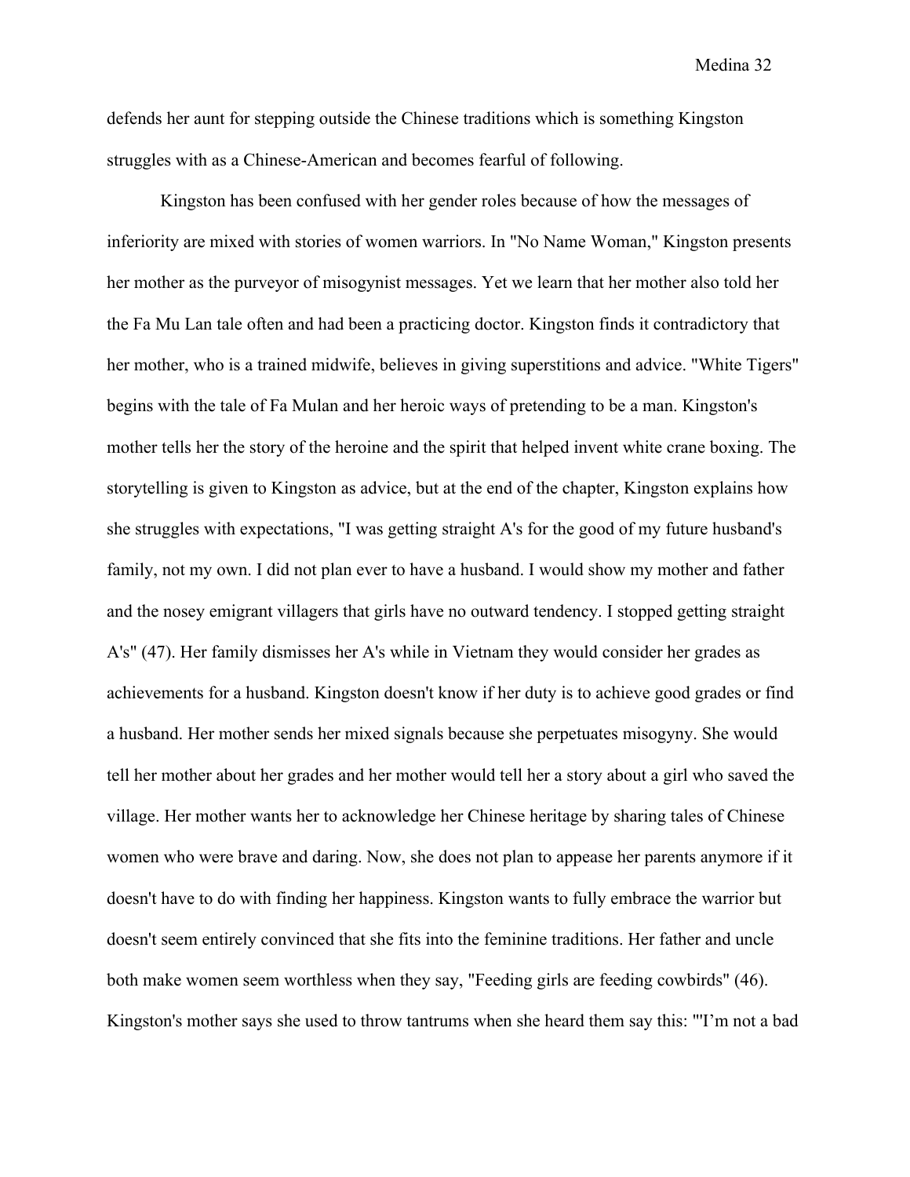defends her aunt for stepping outside the Chinese traditions which is something Kingston struggles with as a Chinese-American and becomes fearful of following.

Kingston has been confused with her gender roles because of how the messages of inferiority are mixed with stories of women warriors. In "No Name Woman," Kingston presents her mother as the purveyor of misogynist messages. Yet we learn that her mother also told her the Fa Mu Lan tale often and had been a practicing doctor. Kingston finds it contradictory that her mother, who is a trained midwife, believes in giving superstitions and advice. "White Tigers" begins with the tale of Fa Mulan and her heroic ways of pretending to be a man. Kingston's mother tells her the story of the heroine and the spirit that helped invent white crane boxing. The storytelling is given to Kingston as advice, but at the end of the chapter, Kingston explains how she struggles with expectations, "I was getting straight A's for the good of my future husband's family, not my own. I did not plan ever to have a husband. I would show my mother and father and the nosey emigrant villagers that girls have no outward tendency. I stopped getting straight A's" (47). Her family dismisses her A's while in Vietnam they would consider her grades as achievements for a husband. Kingston doesn't know if her duty is to achieve good grades or find a husband. Her mother sends her mixed signals because she perpetuates misogyny. She would tell her mother about her grades and her mother would tell her a story about a girl who saved the village. Her mother wants her to acknowledge her Chinese heritage by sharing tales of Chinese women who were brave and daring. Now, she does not plan to appease her parents anymore if it doesn't have to do with finding her happiness. Kingston wants to fully embrace the warrior but doesn't seem entirely convinced that she fits into the feminine traditions. Her father and uncle both make women seem worthless when they say, "Feeding girls are feeding cowbirds" (46). Kingston's mother says she used to throw tantrums when she heard them say this: "'I'm not a bad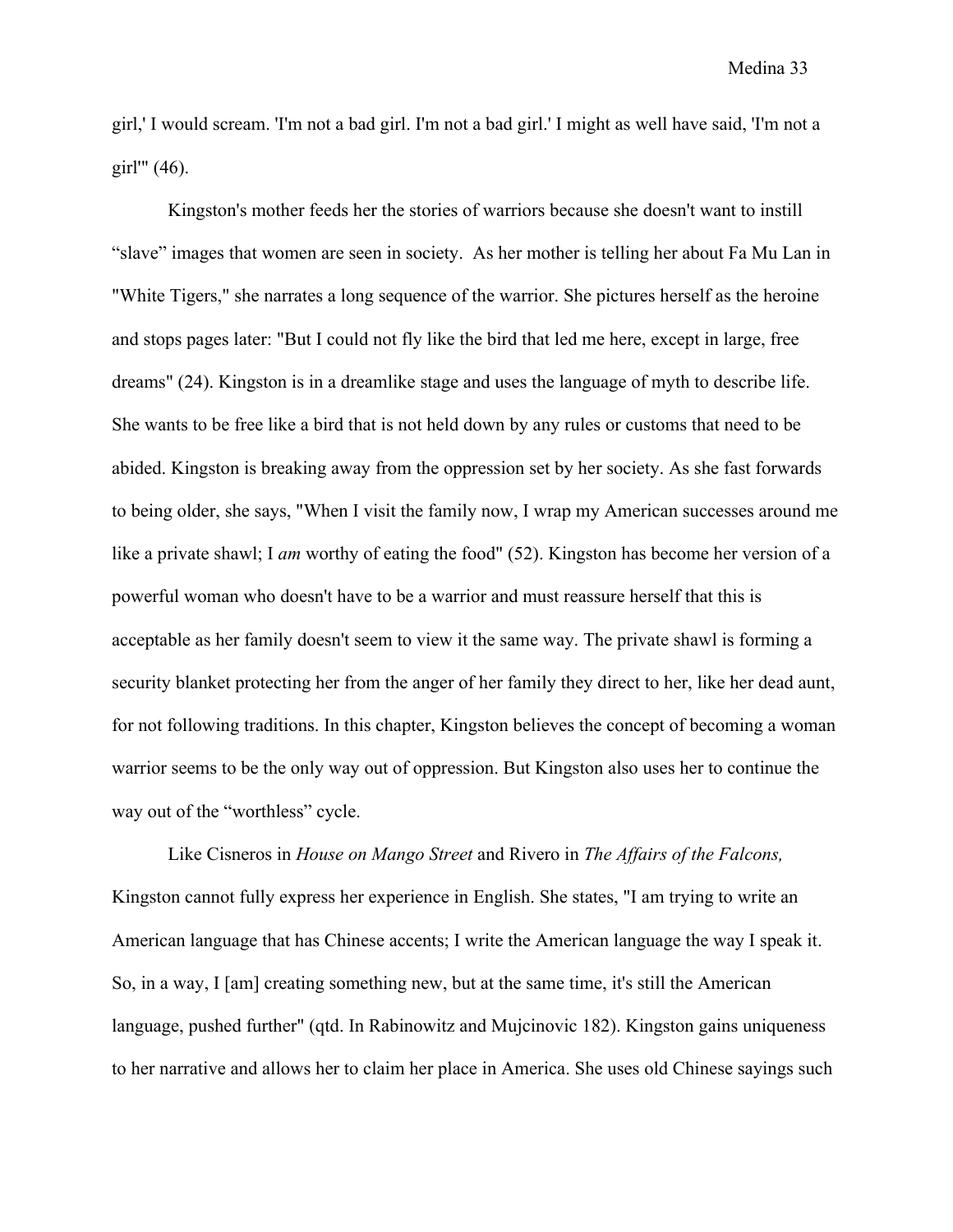girl,' I would scream. 'I'm not a bad girl. I'm not a bad girl.' I might as well have said, 'I'm not a girl'" (46).

Kingston's mother feeds her the stories of warriors because she doesn't want to instill "slave" images that women are seen in society. As her mother is telling her about Fa Mu Lan in "White Tigers," she narrates a long sequence of the warrior. She pictures herself as the heroine and stops pages later: "But I could not fly like the bird that led me here, except in large, free dreams" (24). Kingston is in a dreamlike stage and uses the language of myth to describe life. She wants to be free like a bird that is not held down by any rules or customs that need to be abided. Kingston is breaking away from the oppression set by her society. As she fast forwards to being older, she says, "When I visit the family now, I wrap my American successes around me like a private shawl; I *am* worthy of eating the food" (52). Kingston has become her version of a powerful woman who doesn't have to be a warrior and must reassure herself that this is acceptable as her family doesn't seem to view it the same way. The private shawl is forming a security blanket protecting her from the anger of her family they direct to her, like her dead aunt, for not following traditions. In this chapter, Kingston believes the concept of becoming a woman warrior seems to be the only way out of oppression. But Kingston also uses her to continue the way out of the "worthless" cycle.

Like Cisneros in *House on Mango Street* and Rivero in *The Affairs of the Falcons,* Kingston cannot fully express her experience in English. She states, "I am trying to write an American language that has Chinese accents; I write the American language the way I speak it. So, in a way, I [am] creating something new, but at the same time, it's still the American language, pushed further" (qtd. In Rabinowitz and Mujcinovic 182). Kingston gains uniqueness to her narrative and allows her to claim her place in America. She uses old Chinese sayings such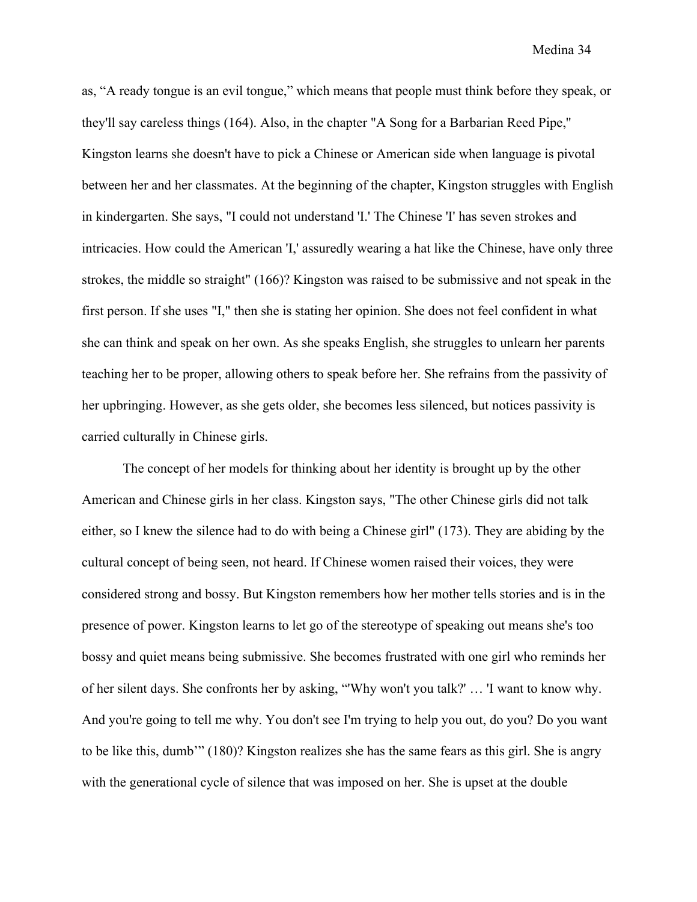as, “A ready tongue is an evil tongue,” which means that people must think before they speak, or they'll say careless things (164). Also, in the chapter "A Song for a Barbarian Reed Pipe," Kingston learns she doesn't have to pick a Chinese or American side when language is pivotal between her and her classmates. At the beginning of the chapter, Kingston struggles with English in kindergarten. She says, "I could not understand 'I.' The Chinese 'I' has seven strokes and intricacies. How could the American 'I,' assuredly wearing a hat like the Chinese, have only three strokes, the middle so straight" (166)? Kingston was raised to be submissive and not speak in the first person. If she uses "I," then she is stating her opinion. She does not feel confident in what she can think and speak on her own. As she speaks English, she struggles to unlearn her parents teaching her to be proper, allowing others to speak before her. She refrains from the passivity of her upbringing. However, as she gets older, she becomes less silenced, but notices passivity is carried culturally in Chinese girls.

The concept of her models for thinking about her identity is brought up by the other American and Chinese girls in her class. Kingston says, "The other Chinese girls did not talk either, so I knew the silence had to do with being a Chinese girl" (173). They are abiding by the cultural concept of being seen, not heard. If Chinese women raised their voices, they were considered strong and bossy. But Kingston remembers how her mother tells stories and is in the presence of power. Kingston learns to let go of the stereotype of speaking out means she's too bossy and quiet means being submissive. She becomes frustrated with one girl who reminds her of her silent days. She confronts her by asking, “'Why won't you talk?' … 'I want to know why. And you're going to tell me why. You don't see I'm trying to help you out, do you? Do you want to be like this, dumb'” (180)? Kingston realizes she has the same fears as this girl. She is angry with the generational cycle of silence that was imposed on her. She is upset at the double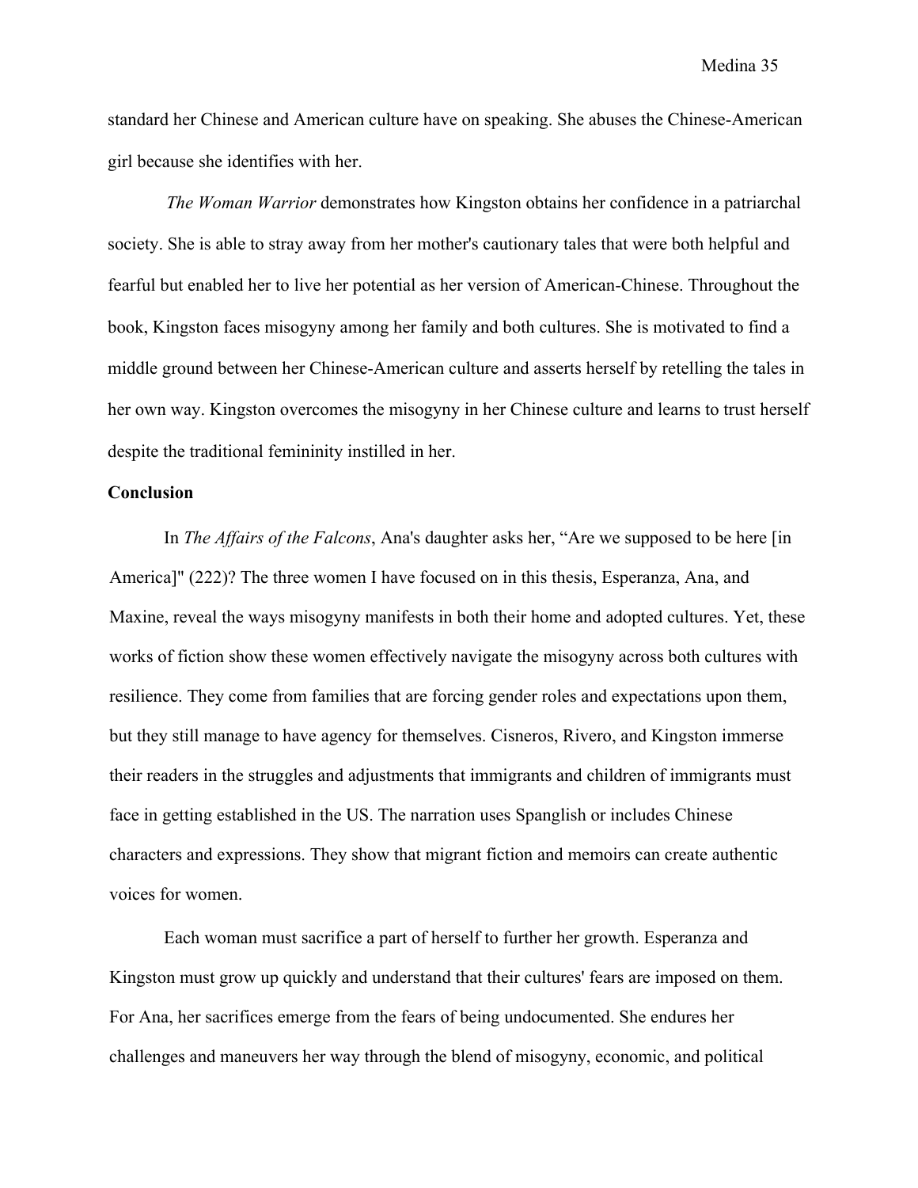standard her Chinese and American culture have on speaking. She abuses the Chinese-American girl because she identifies with her.

*The Woman Warrior* demonstrates how Kingston obtains her confidence in a patriarchal society. She is able to stray away from her mother's cautionary tales that were both helpful and fearful but enabled her to live her potential as her version of American-Chinese. Throughout the book, Kingston faces misogyny among her family and both cultures. She is motivated to find a middle ground between her Chinese-American culture and asserts herself by retelling the tales in her own way. Kingston overcomes the misogyny in her Chinese culture and learns to trust herself despite the traditional femininity instilled in her.

**Conclusion**

In *The Affairs of the Falcons*, Ana's daughter asks her, "Are we supposed to be here [in America]" (222)? The three women I have focused on in this thesis, Esperanza, Ana, and Maxine, reveal the ways misogyny manifests in both their home and adopted cultures. Yet, these works of fiction show these women effectively navigate the misogyny across both cultures with resilience. They come from families that are forcing gender roles and expectations upon them, but they still manage to have agency for themselves. Cisneros, Rivero, and Kingston immerse their readers in the struggles and adjustments that immigrants and children of immigrants must face in getting established in the US. The narration uses Spanglish or includes Chinese characters and expressions. They show that migrant fiction and memoirs can create authentic voices for women.

Each woman must sacrifice a part of herself to further her growth. Esperanza and Kingston must grow up quickly and understand that their cultures' fears are imposed on them. For Ana, her sacrifices emerge from the fears of being undocumented. She endures her challenges and maneuvers her way through the blend of misogyny, economic, and political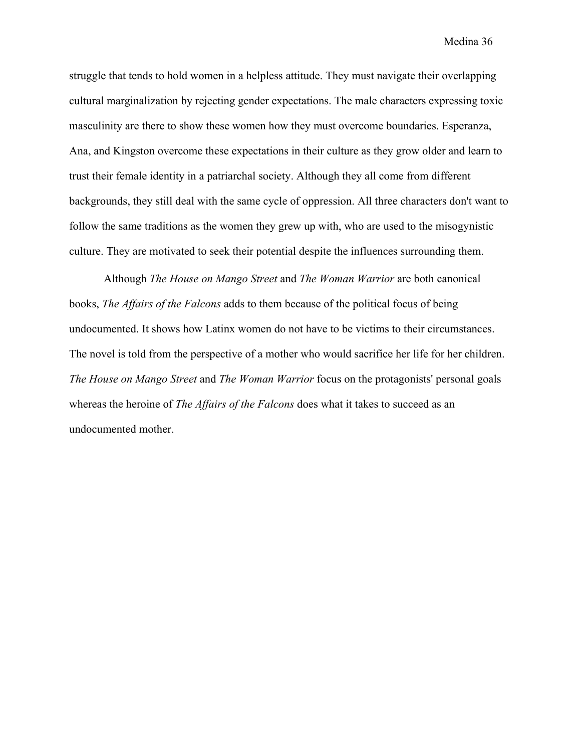struggle that tends to hold women in a helpless attitude. They must navigate their overlapping cultural marginalization by rejecting gender expectations. The male characters expressing toxic masculinity are there to show these women how they must overcome boundaries. Esperanza, Ana, and Kingston overcome these expectations in their culture as they grow older and learn to trust their female identity in a patriarchal society. Although they all come from different backgrounds, they still deal with the same cycle of oppression. All three characters don't want to follow the same traditions as the women they grew up with, who are used to the misogynistic culture. They are motivated to seek their potential despite the influences surrounding them.

Although *The House on Mango Street* and *The Woman Warrior* are both canonical books, *The Affairs of the Falcons* adds to them because of the political focus of being undocumented. It shows how Latinx women do not have to be victims to their circumstances. The novel is told from the perspective of a mother who would sacrifice her life for her children. *The House on Mango Street* and *The Woman Warrior* focus on the protagonists' personal goals whereas the heroine of *The Affairs of the Falcons* does what it takes to succeed as an undocumented mother.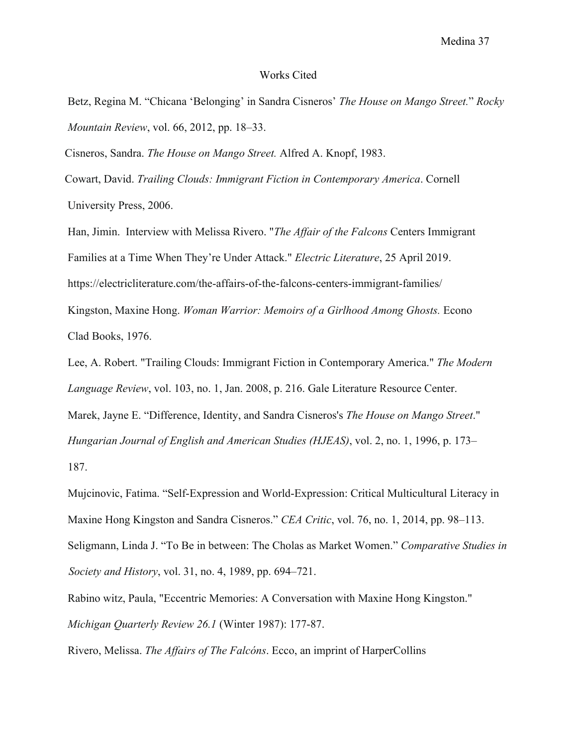# Works Cited

Betz, Regina M. "Chicana 'Belonging' in Sandra Cisneros' *The House on Mango Street.*" *Rocky Mountain Review*, vol. 66, 2012, pp. 18–33.

Cisneros, Sandra. *The House on Mango Street.* Alfred A. Knopf, 1983.

Cowart, David. *Trailing Clouds: Immigrant Fiction in Contemporary America*. Cornell University Press, 2006.

Han, Jimin. Interview with Melissa Rivero. "*The Affair of the Falcons* Centers Immigrant Families at a Time When They're Under Attack." *Electric Literature*, 25 April 2019. https://electricliterature.com/the-affairs-of-the-falcons-centers-immigrant-families/

Kingston, Maxine Hong. *Woman Warrior: Memoirs of a Girlhood Among Ghosts.* Econo Clad Books, 1976.

Lee, A. Robert. "Trailing Clouds: Immigrant Fiction in Contemporary America." *The Modern Language Review*, vol. 103, no. 1, Jan. 2008, p. 216. Gale Literature Resource Center.

Marek, Jayne E. "Difference, Identity, and Sandra Cisneros's *The House on Mango Street*." *Hungarian Journal of English and American Studies (HJEAS)*, vol. 2, no. 1, 1996, p. 173–187.

Mujcinovic, Fatima. "Self-Expression and World-Expression: Critical Multicultural Literacy in Maxine Hong Kingston and Sandra Cisneros." *CEA Critic*, vol. 76, no. 1, 2014, pp. 98–113.

Seligmann, Linda J. "To Be in between: The Cholas as Market Women." *Comparative Studies in Society and History*, vol. 31, no. 4, 1989, pp. 694–721.

Rabino witz, Paula, "Eccentric Memories: A Conversation with Maxine Hong Kingston." *Michigan Quarterly Review 26.1* (Winter 1987): 177-87.

Rivero, Melissa. *The Affairs of The Falcóns*. Ecco, an imprint of HarperCollins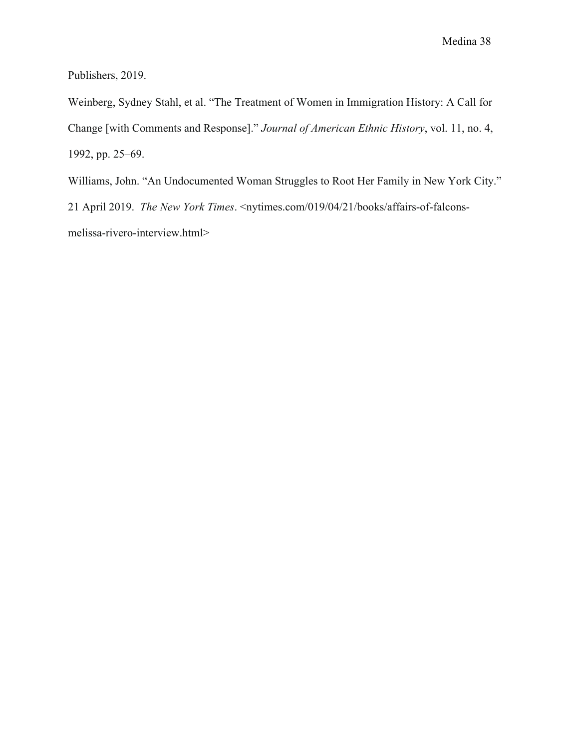Publishers, 2019.

Weinberg, Sydney Stahl, et al. "The Treatment of Women in Immigration History: A Call for Change [with Comments and Response]." *Journal of American Ethnic History*, vol. 11, no. 4, 1992, pp. 25–69.

Williams, John. "An Undocumented Woman Struggles to Root Her Family in New York City." 21 April 2019. *The New York Times*. <nytimes.com/019/04/21/books/affairs-of-falcons-melissa-rivero-interview.html>